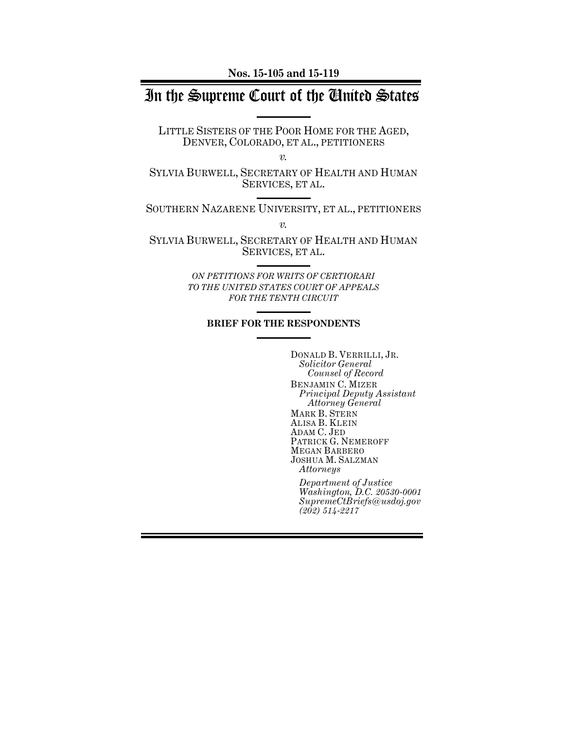**Nos. 15-105 and 15-119**

# In the Supreme Court of the United States

LITTLE SISTERS OF THE POOR HOME FOR THE AGED, DENVER, COLORADO, ET AL., PETITIONERS

*v.*

SYLVIA BURWELL, SECRETARY OF HEALTH AND HUMAN SERVICES, ET AL.

SOUTHERN NAZARENE UNIVERSITY, ET AL., PETITIONERS

*v.*

SYLVIA BURWELL, SECRETARY OF HEALTH AND HUMAN SERVICES, ET AL.

*ON PETITIONS FOR WRITS OF CERTIORARI TO THE UNITED STATES COURT OF APPEALS FOR THE TENTH CIRCUIT*

**BRIEF FOR THE RESPONDENTS**

DONALD B. VERRILLI, JR.
*Solicitor General*
*Counsel of Record*
BENJAMIN C. MIZER
*Principal Deputy Assistant Attorney General*
MARK B. STERN
ALISA B. KLEIN
ADAM C. JED
PATRICK G. NEMEROFF
MEGAN BARBERO
JOSHUA M. SALZMAN
*Attorneys*

*Department of Justice*
*Washington, D.C. 20530-0001*
*SupremeCtBriefs@usdoj.gov*
*(202) 514-2217*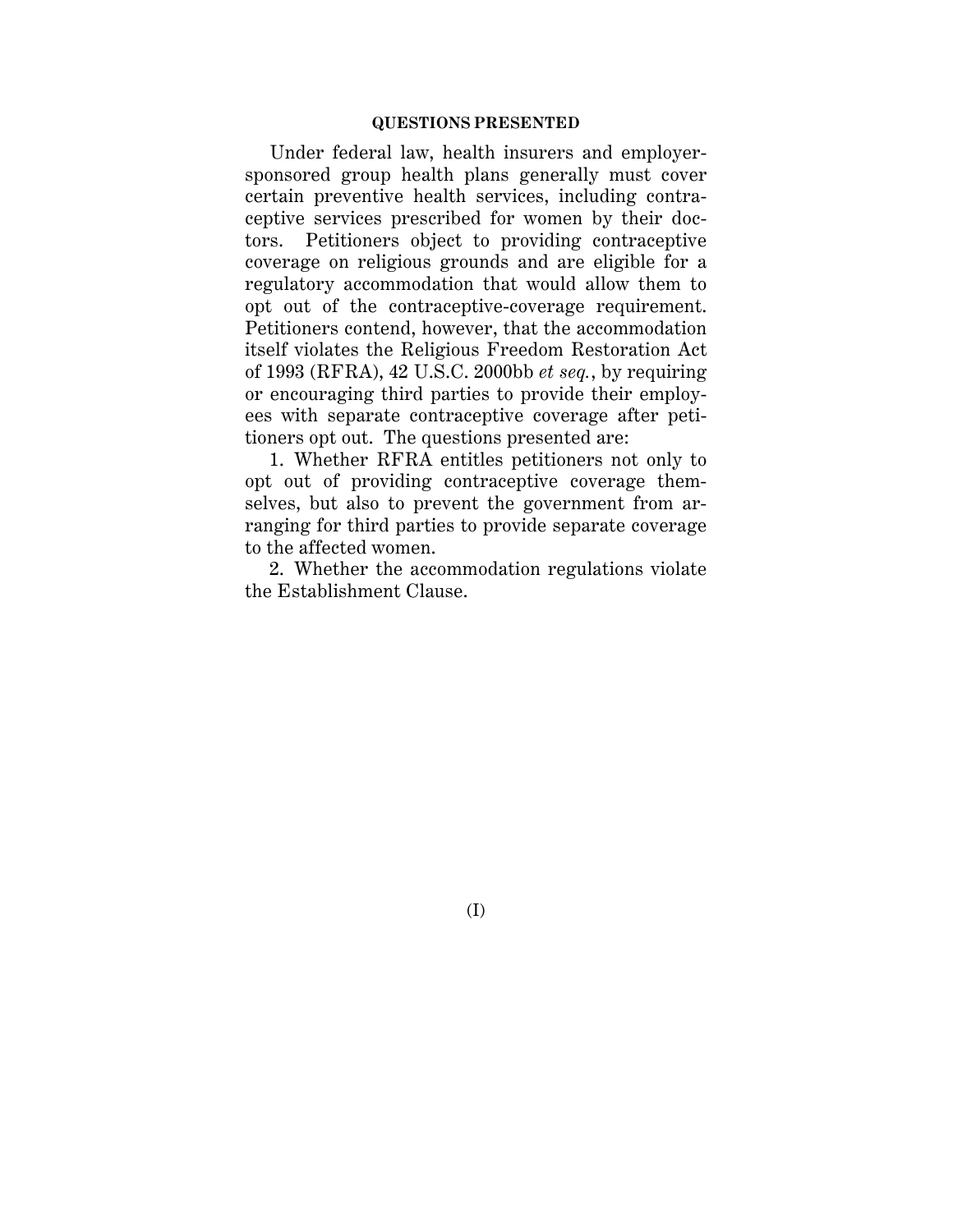## QUESTIONS PRESENTED

Under federal law, health insurers and employer-sponsored group health plans generally must cover certain preventive health services, including contraceptive services prescribed for women by their doctors. Petitioners object to providing contraceptive coverage on religious grounds and are eligible for a regulatory accommodation that would allow them to opt out of the contraceptive-coverage requirement. Petitioners contend, however, that the accommodation itself violates the Religious Freedom Restoration Act of 1993 (RFRA), 42 U.S.C. 2000bb *et seq.*, by requiring or encouraging third parties to provide their employees with separate contraceptive coverage after petitioners opt out. The questions presented are:

1. Whether RFRA entitles petitioners not only to opt out of providing contraceptive coverage themselves, but also to prevent the government from arranging for third parties to provide separate coverage to the affected women.

2. Whether the accommodation regulations violate the Establishment Clause.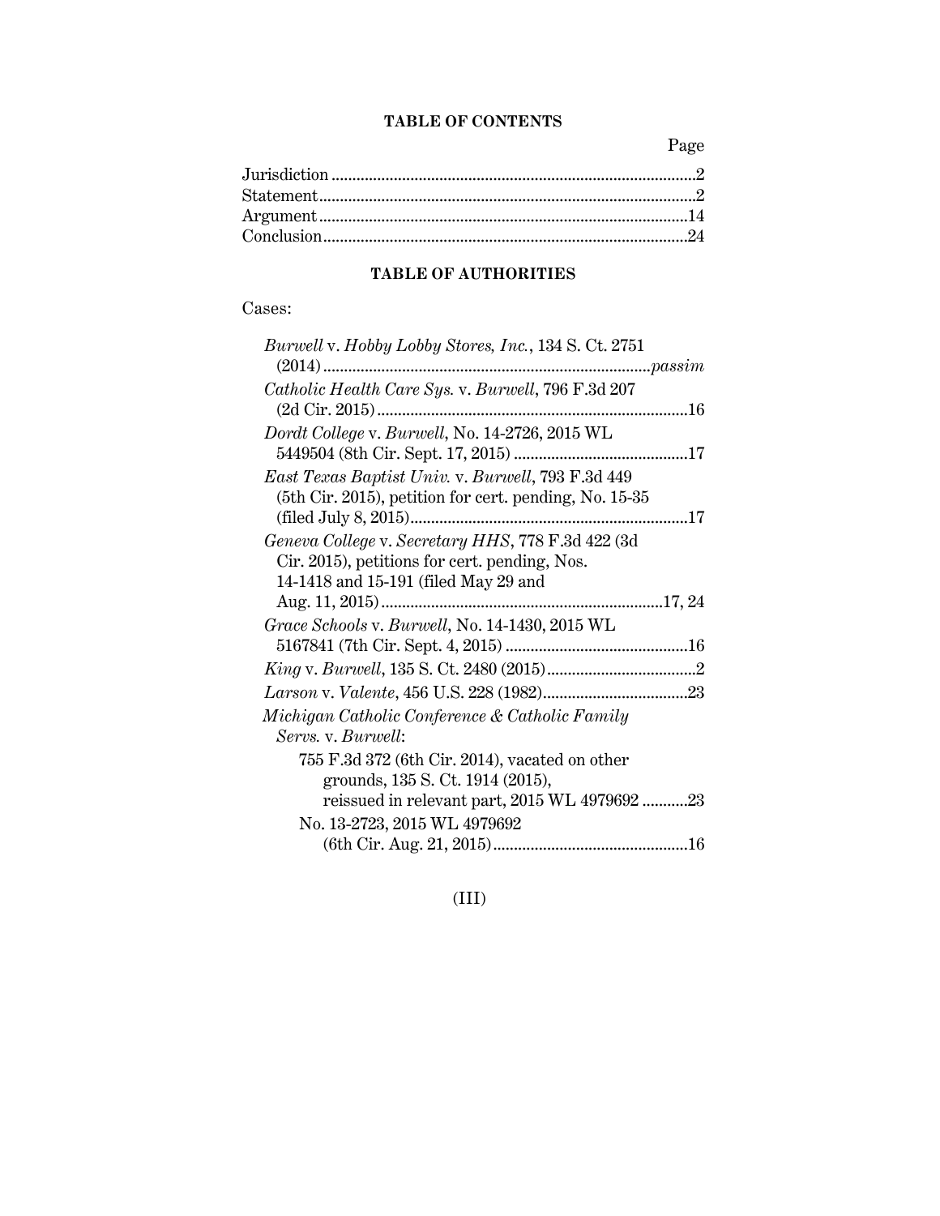## TABLE OF CONTENTS

| | Page |
|---|---|
| Jurisdiction | 2 |
| Statement | 2 |
| Argument | 14 |
| Conclusion | 24 |

## TABLE OF AUTHORITIES

Cases:

*Burwell* v. *Hobby Lobby Stores, Inc.*, 134 S. Ct. 2751 (2014) .......... *passim*

*Catholic Health Care Sys.* v. *Burwell*, 796 F.3d 207 (2d Cir. 2015) .......... 16

*Dordt College* v. *Burwell*, No. 14-2726, 2015 WL 5449504 (8th Cir. Sept. 17, 2015) .......... 17

*East Texas Baptist Univ.* v. *Burwell*, 793 F.3d 449 (5th Cir. 2015), petition for cert. pending, No. 15-35 (filed July 8, 2015) .......... 17

*Geneva College* v. *Secretary HHS*, 778 F.3d 422 (3d Cir. 2015), petitions for cert. pending, Nos. 14-1418 and 15-191 (filed May 29 and Aug. 11, 2015) .......... 17, 24

*Grace Schools* v. *Burwell*, No. 14-1430, 2015 WL 5167841 (7th Cir. Sept. 4, 2015) .......... 16

*King* v. *Burwell*, 135 S. Ct. 2480 (2015) .......... 2

*Larson* v. *Valente*, 456 U.S. 228 (1982) .......... 23

*Michigan Catholic Conference & Catholic Family Servs.* v. *Burwell*:

- 755 F.3d 372 (6th Cir. 2014), vacated on other grounds, 135 S. Ct. 1914 (2015), reissued in relevant part, 2015 WL 4979692 .......... 23
- No. 13-2723, 2015 WL 4979692 (6th Cir. Aug. 21, 2015) .......... 16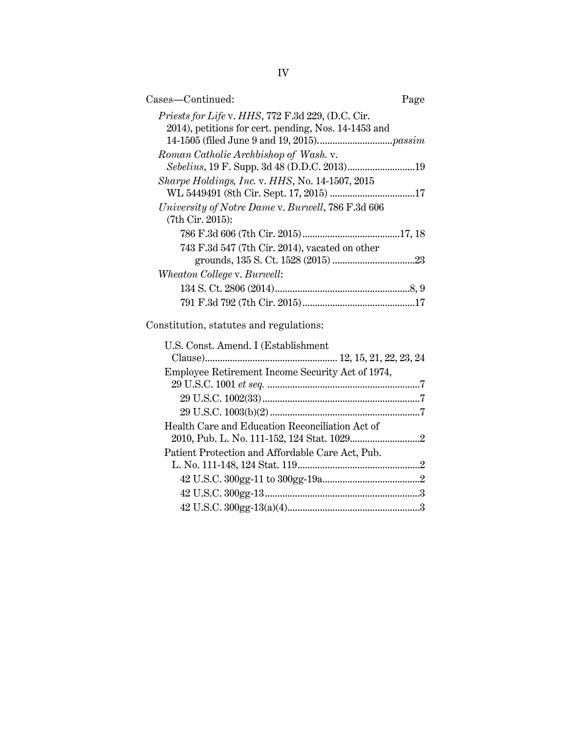Cases—Continued: Page

*Priests for Life* v. *HHS*, 772 F.3d 229, (D.C. Cir. 2014), petitions for cert. pending, Nos. 14-1453 and 14-1505 (filed June 9 and 19, 2015). .......... *passim*

*Roman Catholic Archbishop of Wash.* v. *Sebelius*, 19 F. Supp. 3d 48 (D.D.C. 2013) .......... 19

*Sharpe Holdings, Inc.* v. *HHS*, No. 14-1507, 2015 WL 5449491 (8th Cir. Sept. 17, 2015) .......... 17

*University of Notre Dame* v. *Burwell*, 786 F.3d 606 (7th Cir. 2015):

- 786 F.3d 606 (7th Cir. 2015) .......... 17, 18
- 743 F.3d 547 (7th Cir. 2014), vacated on other grounds, 135 S. Ct. 1528 (2015) .......... 23

*Wheaton College* v. *Burwell*:

- 134 S. Ct. 2806 (2014) .......... 8, 9
- 791 F.3d 792 (7th Cir. 2015) .......... 17

Constitution, statutes and regulations:

U.S. Const. Amend. I (Establishment Clause) .......... 12, 15, 21, 22, 23, 24

Employee Retirement Income Security Act of 1974, 29 U.S.C. 1001 *et seq.* .......... 7

- 29 U.S.C. 1002(33) .......... 7
- 29 U.S.C. 1003(b)(2) .......... 7

Health Care and Education Reconciliation Act of 2010, Pub. L. No. 111-152, 124 Stat. 1029 .......... 2

Patient Protection and Affordable Care Act, Pub. L. No. 111-148, 124 Stat. 119 .......... 2

- 42 U.S.C. 300gg-11 to 300gg-19a .......... 2
- 42 U.S.C. 300gg-13 .......... 3
- 42 U.S.C. 300gg-13(a)(4) .......... 3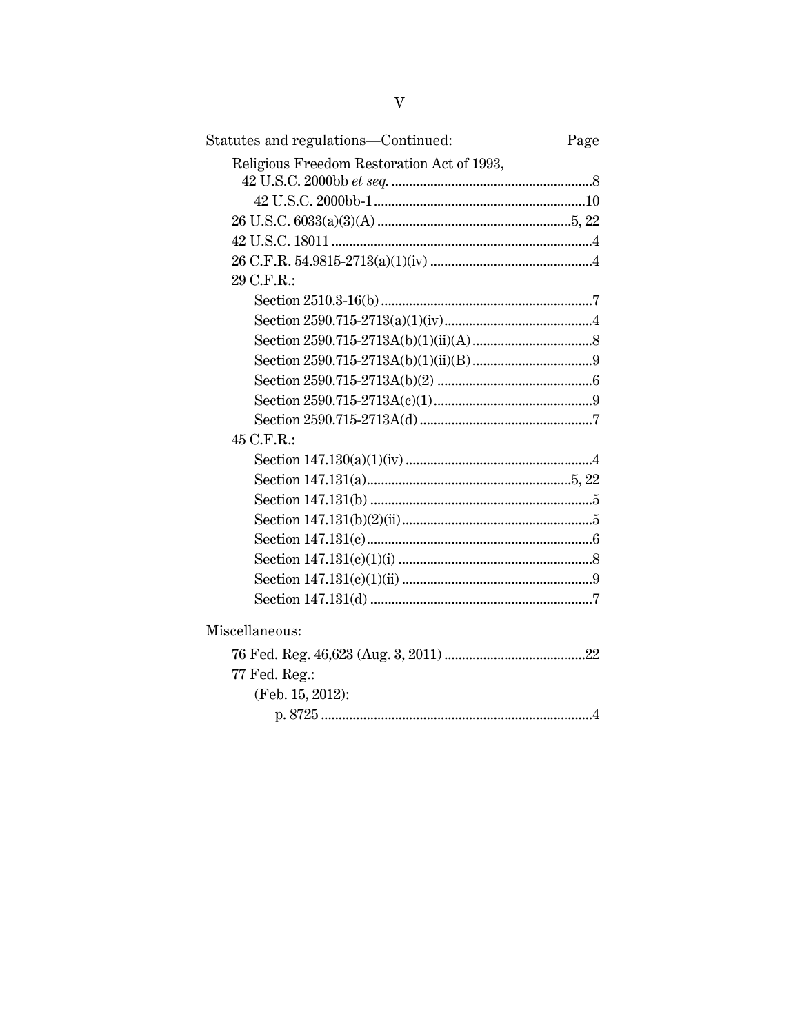Statutes and regulations—Continued: Page

Religious Freedom Restoration Act of 1993,
- 42 U.S.C. 2000bb *et seq.* ........................................................8
  - 42 U.S.C. 2000bb-1 ...........................................................10
- 26 U.S.C. 6033(a)(3)(A) .......................................................5, 22
- 42 U.S.C. 18011 .........................................................................4
- 26 C.F.R. 54.9815-2713(a)(1)(iv) .............................................4
- 29 C.F.R.:
  - Section 2510.3-16(b) ...........................................................7
  - Section 2590.715-2713(a)(1)(iv) ..........................................4
  - Section 2590.715-2713A(b)(1)(ii)(A) ..................................8
  - Section 2590.715-2713A(b)(1)(ii)(B) ..................................9
  - Section 2590.715-2713A(b)(2) ............................................6
  - Section 2590.715-2713A(c)(1) .............................................9
  - Section 2590.715-2713A(d) .................................................7
- 45 C.F.R.:
  - Section 147.130(a)(1)(iv) .....................................................4
  - Section 147.131(a) ..........................................................5, 22
  - Section 147.131(b) ..............................................................5
  - Section 147.131(b)(2)(ii) .....................................................5
  - Section 147.131(c) ...............................................................6
  - Section 147.131(c)(1)(i) .......................................................8
  - Section 147.131(c)(1)(ii) ......................................................9
  - Section 147.131(d) ..............................................................7

Miscellaneous:

- 76 Fed. Reg. 46,623 (Aug. 3, 2011) ........................................22
- 77 Fed. Reg.:
  - (Feb. 15, 2012):
    - p. 8725 ............................................................................4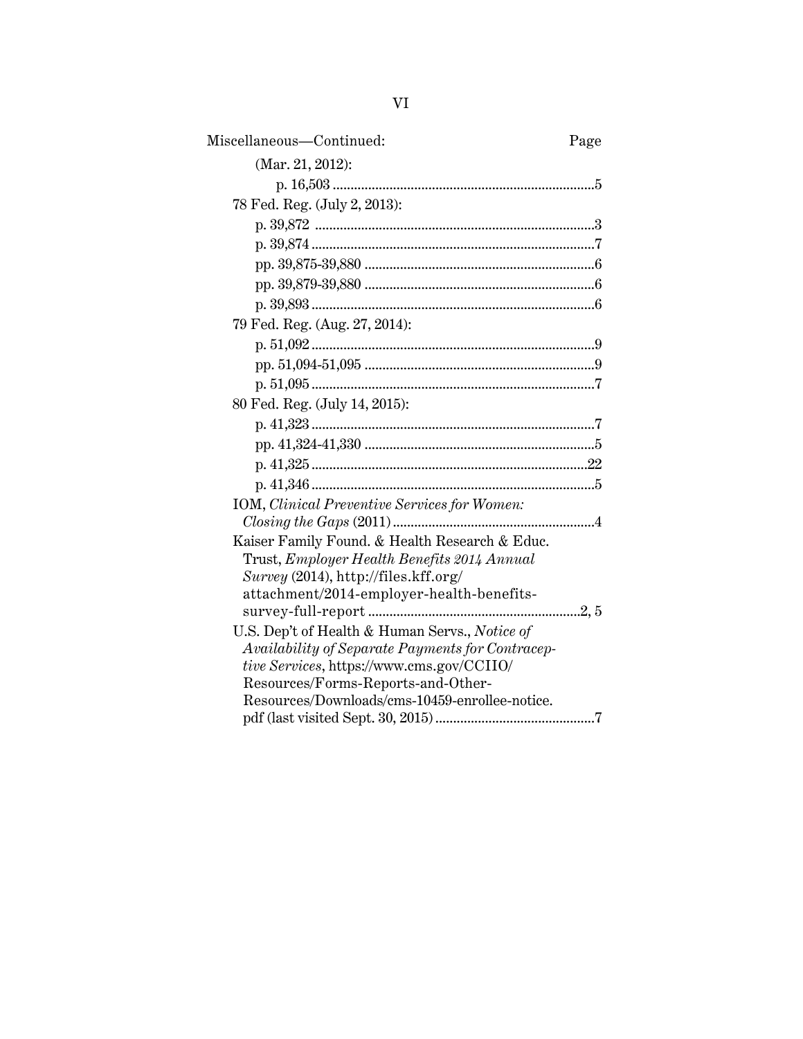Miscellaneous—Continued: Page

(Mar. 21, 2012):

p. 16,503 ......................................................................5

78 Fed. Reg. (July 2, 2013):

p. 39,872 ......................................................................3

p. 39,874 ......................................................................7

pp. 39,875-39,880 ........................................................6

pp. 39,879-39,880 ........................................................6

p. 39,893 ......................................................................6

79 Fed. Reg. (Aug. 27, 2014):

p. 51,092 ......................................................................9

pp. 51,094-51,095 ........................................................9

p. 51,095 ......................................................................7

80 Fed. Reg. (July 14, 2015):

p. 41,323 ......................................................................7

pp. 41,324-41,330 ........................................................5

p. 41,325 ....................................................................22

p. 41,346 ......................................................................5

IOM, *Clinical Preventive Services for Women: Closing the Gaps* (2011) ........................................................4

Kaiser Family Found. & Health Research & Educ. Trust, *Employer Health Benefits 2014 Annual Survey* (2014), http://files.kff.org/attachment/2014-employer-health-benefits-survey-full-report ..........................................................2, 5

U.S. Dep't of Health & Human Servs., *Notice of Availability of Separate Payments for Contraceptive Services*, https://www.cms.gov/CCIIO/Resources/Forms-Reports-and-Other-Resources/Downloads/cms-10459-enrollee-notice.pdf (last visited Sept. 30, 2015) ............................................7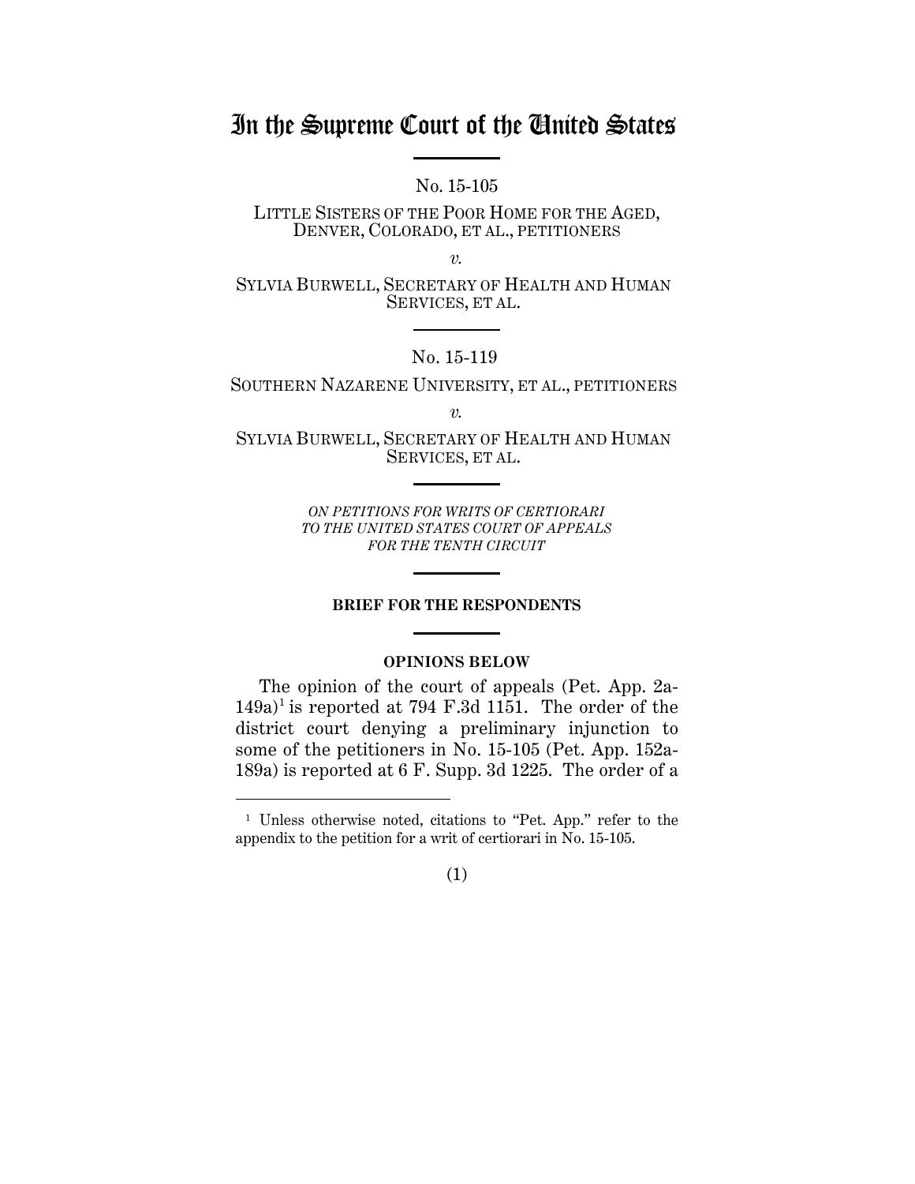# In the Supreme Court of the United States

No. 15-105

LITTLE SISTERS OF THE POOR HOME FOR THE AGED, DENVER, COLORADO, ET AL., PETITIONERS

*v.*

SYLVIA BURWELL, SECRETARY OF HEALTH AND HUMAN SERVICES, ET AL.

No. 15-119

SOUTHERN NAZARENE UNIVERSITY, ET AL., PETITIONERS

*v.*

SYLVIA BURWELL, SECRETARY OF HEALTH AND HUMAN SERVICES, ET AL.

*ON PETITIONS FOR WRITS OF CERTIORARI TO THE UNITED STATES COURT OF APPEALS FOR THE TENTH CIRCUIT*

**BRIEF FOR THE RESPONDENTS**

**OPINIONS BELOW**

The opinion of the court of appeals (Pet. App. 2a-149a)[1] is reported at 794 F.3d 1151. The order of the district court denying a preliminary injunction to some of the petitioners in No. 15-105 (Pet. App. 152a-189a) is reported at 6 F. Supp. 3d 1225. The order of a

[1] Unless otherwise noted, citations to "Pet. App." refer to the appendix to the petition for a writ of certiorari in No. 15-105.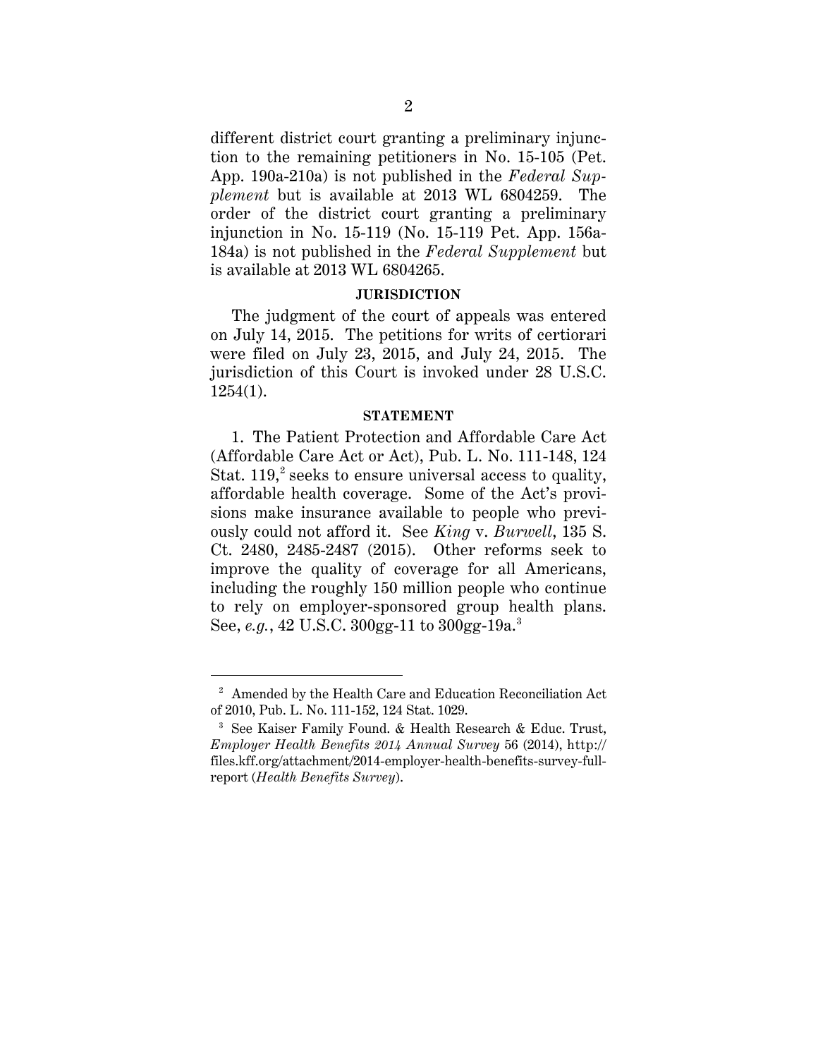different district court granting a preliminary injunction to the remaining petitioners in No. 15-105 (Pet. App. 190a-210a) is not published in the *Federal Supplement* but is available at 2013 WL 6804259. The order of the district court granting a preliminary injunction in No. 15-119 (No. 15-119 Pet. App. 156a-184a) is not published in the *Federal Supplement* but is available at 2013 WL 6804265.

**JURISDICTION**

The judgment of the court of appeals was entered on July 14, 2015. The petitions for writs of certiorari were filed on July 23, 2015, and July 24, 2015. The jurisdiction of this Court is invoked under 28 U.S.C. 1254(1).

**STATEMENT**

1. The Patient Protection and Affordable Care Act (Affordable Care Act or Act), Pub. L. No. 111-148, 124 Stat. 119,[2] seeks to ensure universal access to quality, affordable health coverage. Some of the Act's provisions make insurance available to people who previously could not afford it. See *King* v. *Burwell*, 135 S. Ct. 2480, 2485-2487 (2015). Other reforms seek to improve the quality of coverage for all Americans, including the roughly 150 million people who continue to rely on employer-sponsored group health plans. See, *e.g.*, 42 U.S.C. 300gg-11 to 300gg-19a.[3]

---

[2] Amended by the Health Care and Education Reconciliation Act of 2010, Pub. L. No. 111-152, 124 Stat. 1029.

[3] See Kaiser Family Found. & Health Research & Educ. Trust, *Employer Health Benefits 2014 Annual Survey* 56 (2014), http://files.kff.org/attachment/2014-employer-health-benefits-survey-full-report (*Health Benefits Survey*).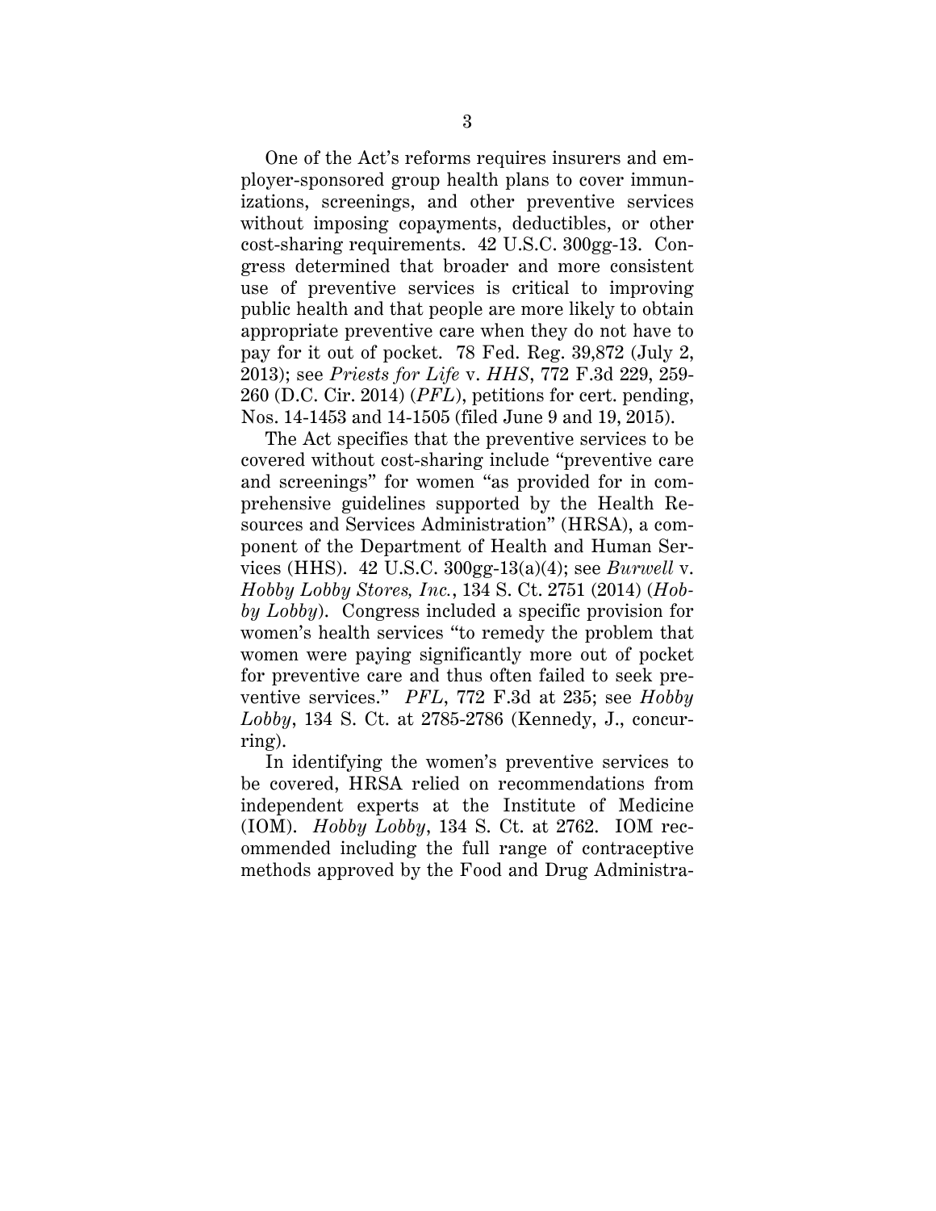One of the Act's reforms requires insurers and employer-sponsored group health plans to cover immunizations, screenings, and other preventive services without imposing copayments, deductibles, or other cost-sharing requirements. 42 U.S.C. 300gg-13. Congress determined that broader and more consistent use of preventive services is critical to improving public health and that people are more likely to obtain appropriate preventive care when they do not have to pay for it out of pocket. 78 Fed. Reg. 39,872 (July 2, 2013); see *Priests for Life* v. *HHS*, 772 F.3d 229, 259-260 (D.C. Cir. 2014) (*PFL*), petitions for cert. pending, Nos. 14-1453 and 14-1505 (filed June 9 and 19, 2015).

The Act specifies that the preventive services to be covered without cost-sharing include "preventive care and screenings" for women "as provided for in comprehensive guidelines supported by the Health Resources and Services Administration" (HRSA), a component of the Department of Health and Human Services (HHS). 42 U.S.C. 300gg-13(a)(4); see *Burwell* v. *Hobby Lobby Stores, Inc.*, 134 S. Ct. 2751 (2014) (*Hobby Lobby*). Congress included a specific provision for women's health services "to remedy the problem that women were paying significantly more out of pocket for preventive care and thus often failed to seek preventive services." *PFL*, 772 F.3d at 235; see *Hobby Lobby*, 134 S. Ct. at 2785-2786 (Kennedy, J., concurring).

In identifying the women's preventive services to be covered, HRSA relied on recommendations from independent experts at the Institute of Medicine (IOM). *Hobby Lobby*, 134 S. Ct. at 2762. IOM recommended including the full range of contraceptive methods approved by the Food and Drug Administra-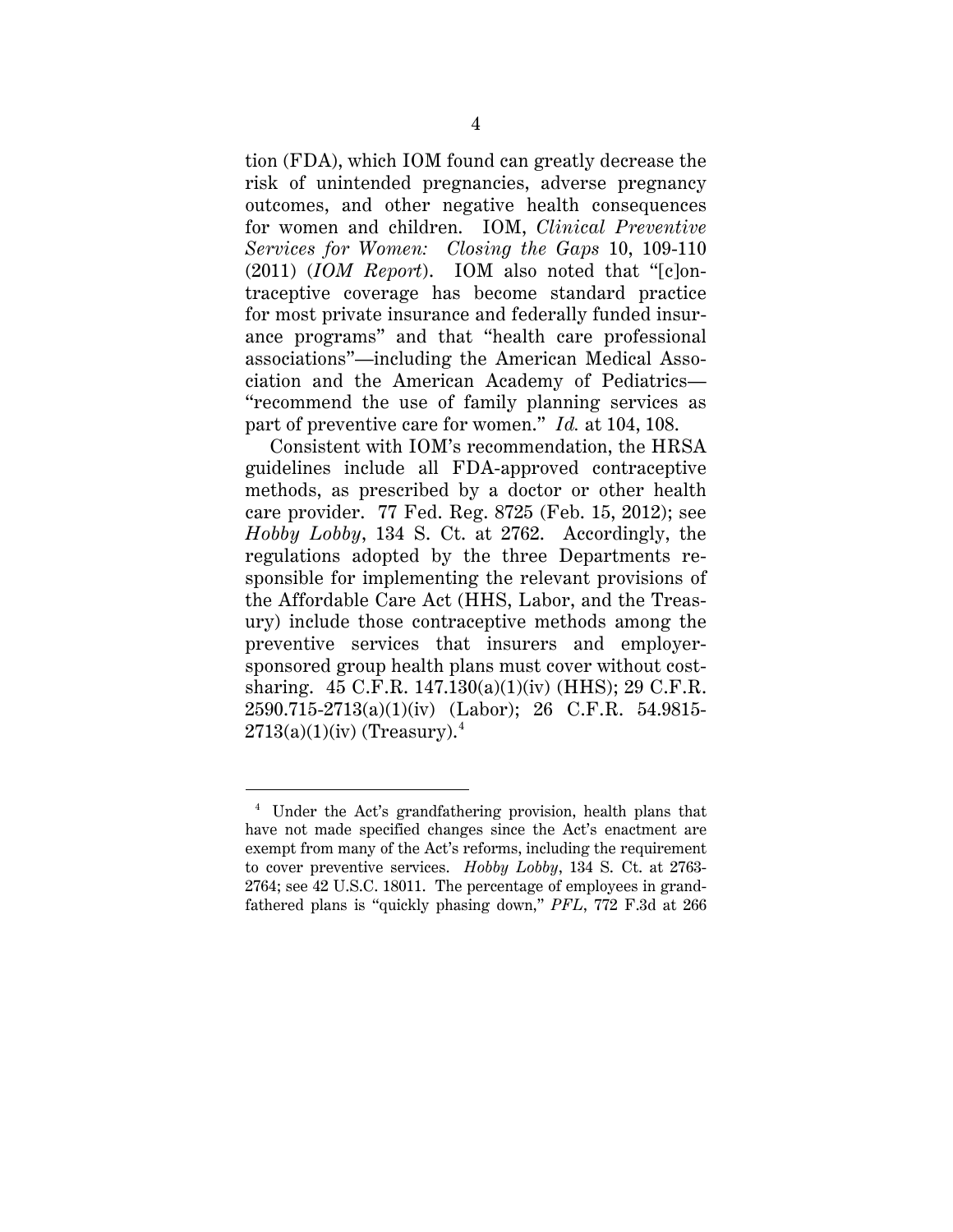tion (FDA), which IOM found can greatly decrease the risk of unintended pregnancies, adverse pregnancy outcomes, and other negative health consequences for women and children. IOM, *Clinical Preventive Services for Women: Closing the Gaps* 10, 109-110 (2011) (*IOM Report*). IOM also noted that "[c]ontraceptive coverage has become standard practice for most private insurance and federally funded insurance programs" and that "health care professional associations"—including the American Medical Association and the American Academy of Pediatrics—"recommend the use of family planning services as part of preventive care for women." *Id.* at 104, 108.

Consistent with IOM's recommendation, the HRSA guidelines include all FDA-approved contraceptive methods, as prescribed by a doctor or other health care provider. 77 Fed. Reg. 8725 (Feb. 15, 2012); see *Hobby Lobby*, 134 S. Ct. at 2762. Accordingly, the regulations adopted by the three Departments responsible for implementing the relevant provisions of the Affordable Care Act (HHS, Labor, and the Treasury) include those contraceptive methods among the preventive services that insurers and employer-sponsored group health plans must cover without cost-sharing. 45 C.F.R. 147.130(a)(1)(iv) (HHS); 29 C.F.R. 2590.715-2713(a)(1)(iv) (Labor); 26 C.F.R. 54.9815-2713(a)(1)(iv) (Treasury).[4]

---

[4] Under the Act's grandfathering provision, health plans that have not made specified changes since the Act's enactment are exempt from many of the Act's reforms, including the requirement to cover preventive services. *Hobby Lobby*, 134 S. Ct. at 2763-2764; see 42 U.S.C. 18011. The percentage of employees in grandfathered plans is "quickly phasing down," *PFL*, 772 F.3d at 266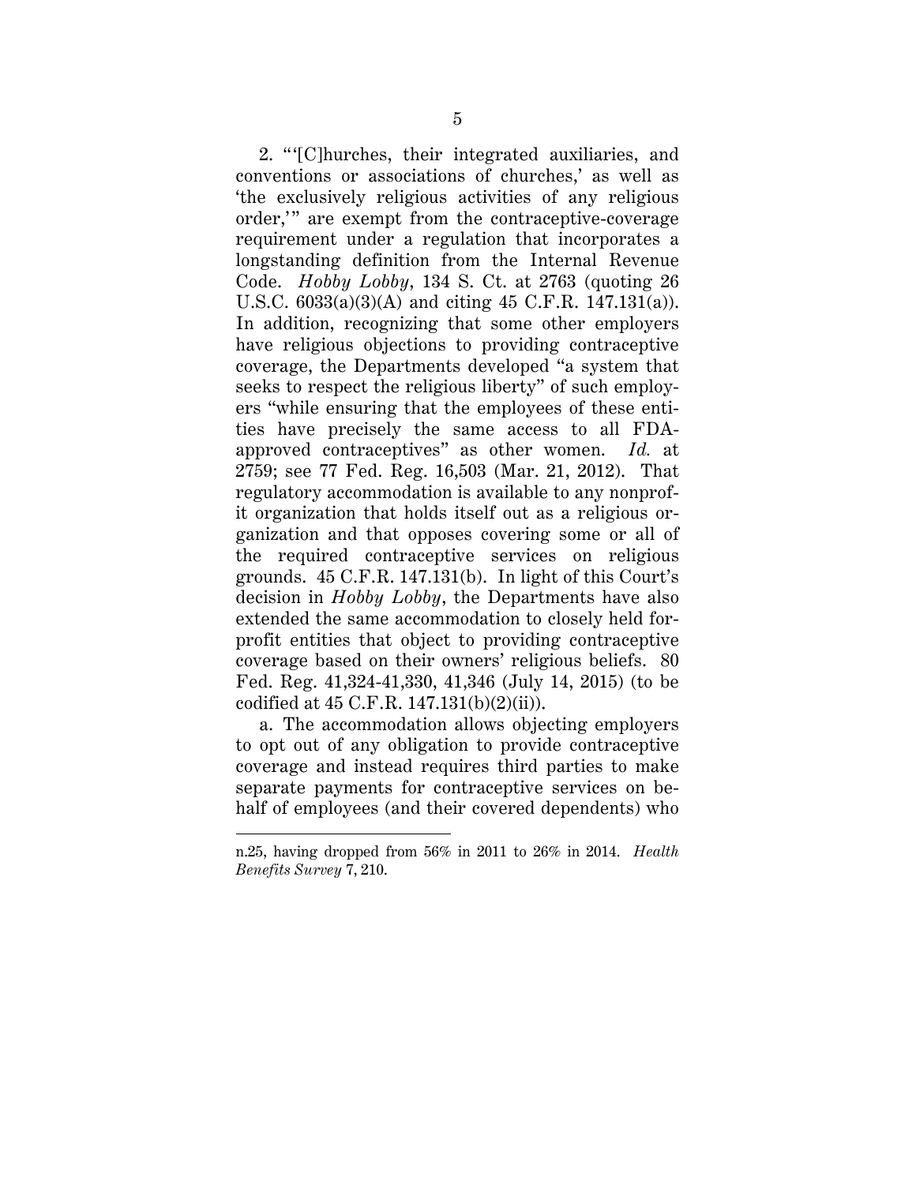2. "'[C]hurches, their integrated auxiliaries, and conventions or associations of churches,' as well as 'the exclusively religious activities of any religious order,'" are exempt from the contraceptive-coverage requirement under a regulation that incorporates a longstanding definition from the Internal Revenue Code. *Hobby Lobby*, 134 S. Ct. at 2763 (quoting 26 U.S.C. 6033(a)(3)(A) and citing 45 C.F.R. 147.131(a)). In addition, recognizing that some other employers have religious objections to providing contraceptive coverage, the Departments developed "a system that seeks to respect the religious liberty" of such employers "while ensuring that the employees of these entities have precisely the same access to all FDA-approved contraceptives" as other women. *Id.* at 2759; see 77 Fed. Reg. 16,503 (Mar. 21, 2012). That regulatory accommodation is available to any nonprofit organization that holds itself out as a religious organization and that opposes covering some or all of the required contraceptive services on religious grounds. 45 C.F.R. 147.131(b). In light of this Court's decision in *Hobby Lobby*, the Departments have also extended the same accommodation to closely held for-profit entities that object to providing contraceptive coverage based on their owners' religious beliefs. 80 Fed. Reg. 41,324-41,330, 41,346 (July 14, 2015) (to be codified at 45 C.F.R. 147.131(b)(2)(ii)).

a. The accommodation allows objecting employers to opt out of any obligation to provide contraceptive coverage and instead requires third parties to make separate payments for contraceptive services on behalf of employees (and their covered dependents) who

---

n.25, having dropped from 56% in 2011 to 26% in 2014. *Health Benefits Survey* 7, 210.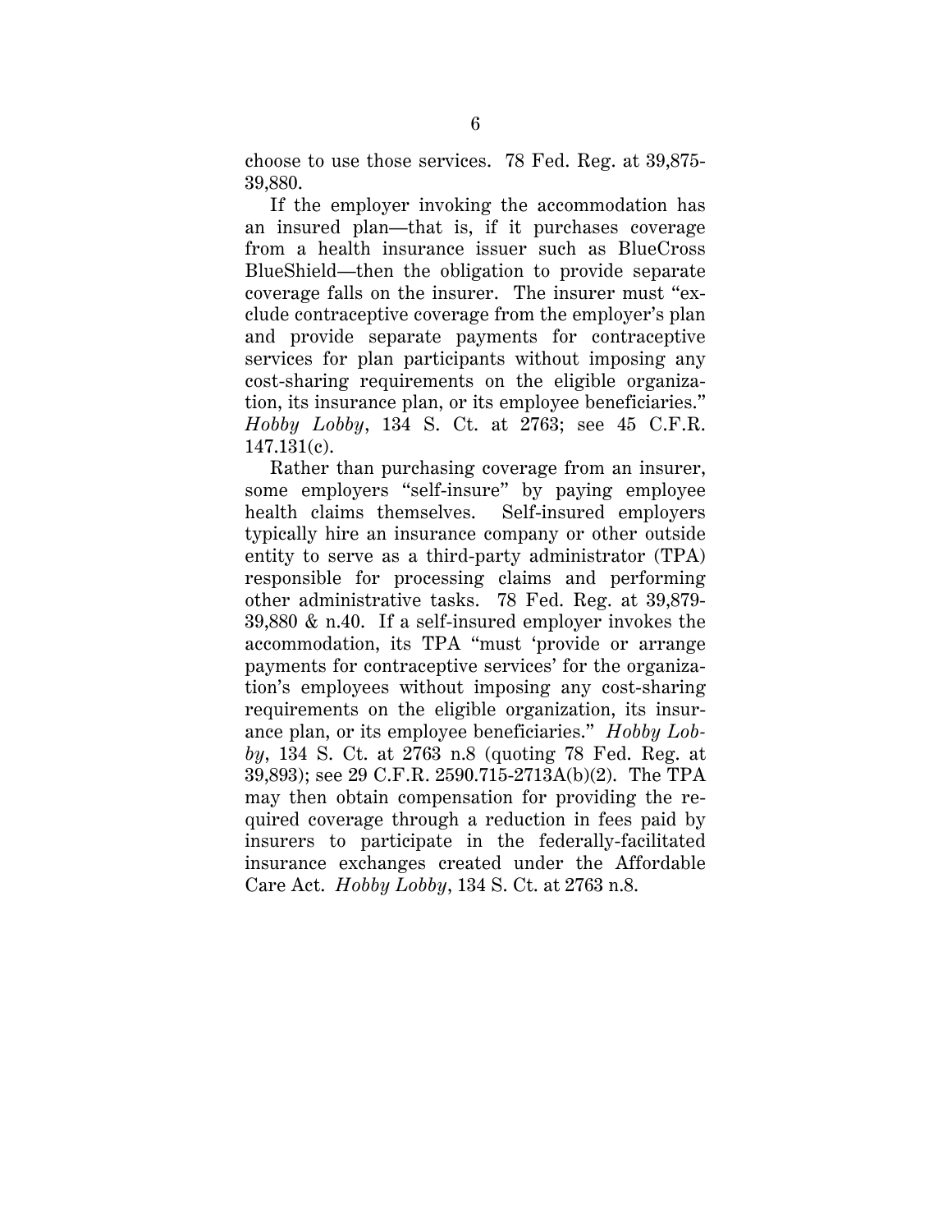choose to use those services. 78 Fed. Reg. at 39,875-39,880.

If the employer invoking the accommodation has an insured plan—that is, if it purchases coverage from a health insurance issuer such as BlueCross BlueShield—then the obligation to provide separate coverage falls on the insurer. The insurer must "exclude contraceptive coverage from the employer's plan and provide separate payments for contraceptive services for plan participants without imposing any cost-sharing requirements on the eligible organization, its insurance plan, or its employee beneficiaries." *Hobby Lobby*, 134 S. Ct. at 2763; see 45 C.F.R. 147.131(c).

Rather than purchasing coverage from an insurer, some employers "self-insure" by paying employee health claims themselves. Self-insured employers typically hire an insurance company or other outside entity to serve as a third-party administrator (TPA) responsible for processing claims and performing other administrative tasks. 78 Fed. Reg. at 39,879-39,880 & n.40. If a self-insured employer invokes the accommodation, its TPA "must 'provide or arrange payments for contraceptive services' for the organization's employees without imposing any cost-sharing requirements on the eligible organization, its insurance plan, or its employee beneficiaries." *Hobby Lobby*, 134 S. Ct. at 2763 n.8 (quoting 78 Fed. Reg. at 39,893); see 29 C.F.R. 2590.715-2713A(b)(2). The TPA may then obtain compensation for providing the required coverage through a reduction in fees paid by insurers to participate in the federally-facilitated insurance exchanges created under the Affordable Care Act. *Hobby Lobby*, 134 S. Ct. at 2763 n.8.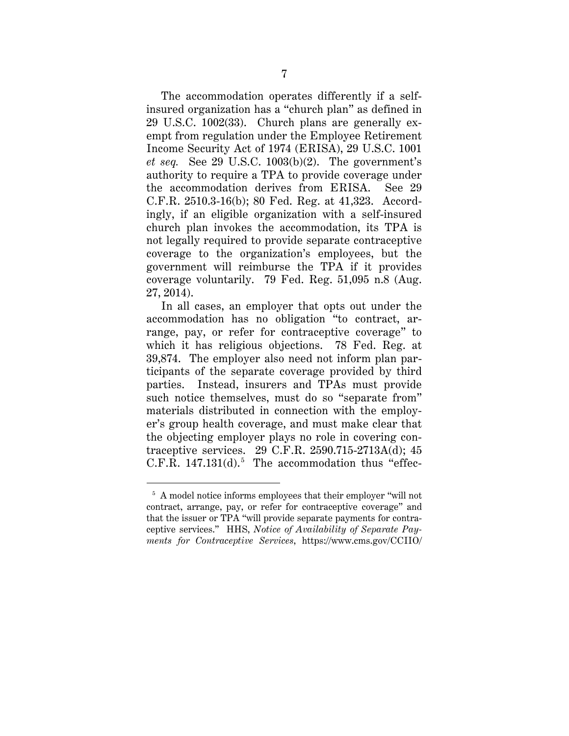The accommodation operates differently if a self-insured organization has a "church plan" as defined in 29 U.S.C. 1002(33). Church plans are generally exempt from regulation under the Employee Retirement Income Security Act of 1974 (ERISA), 29 U.S.C. 1001 *et seq.* See 29 U.S.C. 1003(b)(2). The government's authority to require a TPA to provide coverage under the accommodation derives from ERISA. See 29 C.F.R. 2510.3-16(b); 80 Fed. Reg. at 41,323. Accordingly, if an eligible organization with a self-insured church plan invokes the accommodation, its TPA is not legally required to provide separate contraceptive coverage to the organization's employees, but the government will reimburse the TPA if it provides coverage voluntarily. 79 Fed. Reg. 51,095 n.8 (Aug. 27, 2014).

In all cases, an employer that opts out under the accommodation has no obligation "to contract, arrange, pay, or refer for contraceptive coverage" to which it has religious objections. 78 Fed. Reg. at 39,874. The employer also need not inform plan participants of the separate coverage provided by third parties. Instead, insurers and TPAs must provide such notice themselves, must do so "separate from" materials distributed in connection with the employer's group health coverage, and must make clear that the objecting employer plays no role in covering contraceptive services. 29 C.F.R. 2590.715-2713A(d); 45 C.F.R. 147.131(d).[5] The accommodation thus "effec-

[5] A model notice informs employees that their employer "will not contract, arrange, pay, or refer for contraceptive coverage" and that the issuer or TPA "will provide separate payments for contraceptive services." HHS, *Notice of Availability of Separate Payments for Contraceptive Services*, https://www.cms.gov/CCIIO/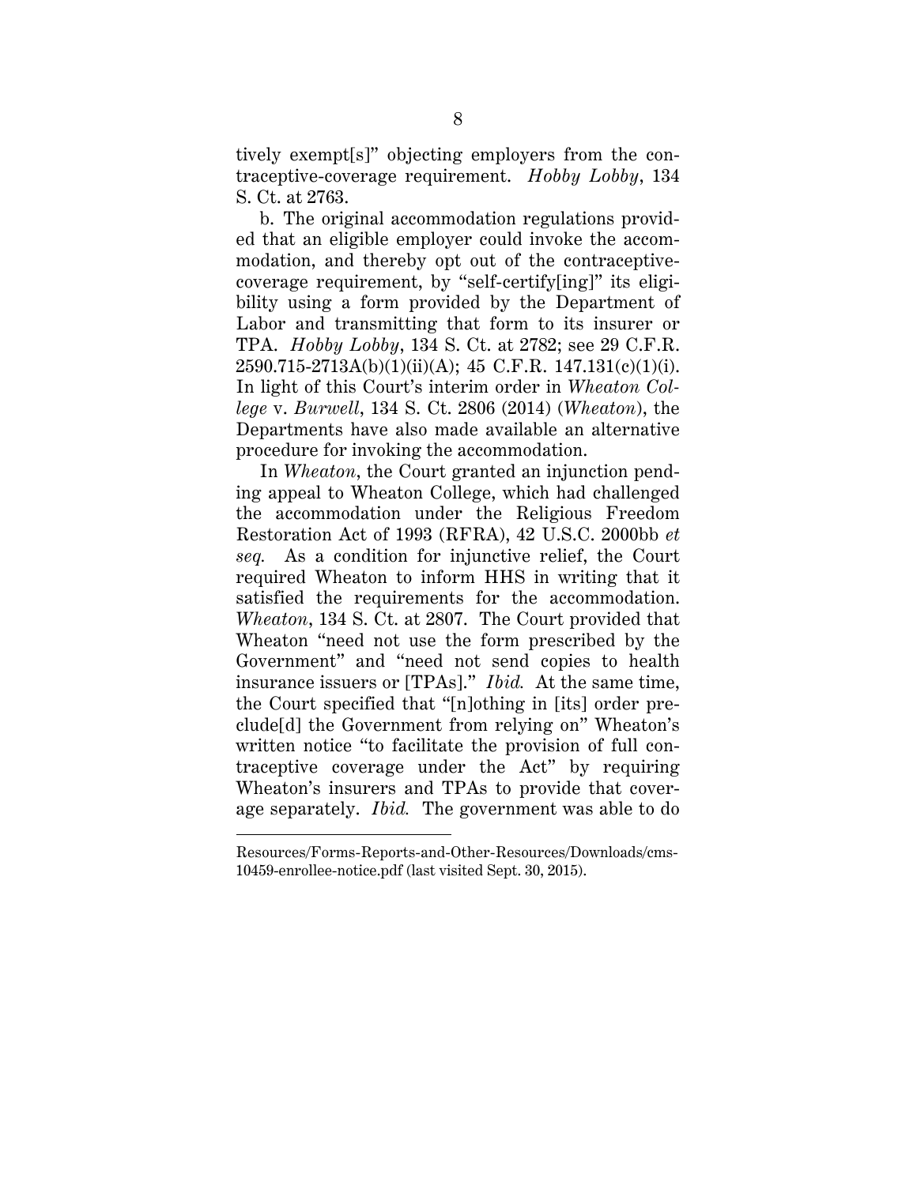tively exempt[s]" objecting employers from the contraceptive-coverage requirement. *Hobby Lobby*, 134 S. Ct. at 2763.

b. The original accommodation regulations provided that an eligible employer could invoke the accommodation, and thereby opt out of the contraceptive-coverage requirement, by "self-certify[ing]" its eligibility using a form provided by the Department of Labor and transmitting that form to its insurer or TPA. *Hobby Lobby*, 134 S. Ct. at 2782; see 29 C.F.R. 2590.715-2713A(b)(1)(ii)(A); 45 C.F.R. 147.131(c)(1)(i). In light of this Court's interim order in *Wheaton College* v. *Burwell*, 134 S. Ct. 2806 (2014) (*Wheaton*), the Departments have also made available an alternative procedure for invoking the accommodation.

In *Wheaton*, the Court granted an injunction pending appeal to Wheaton College, which had challenged the accommodation under the Religious Freedom Restoration Act of 1993 (RFRA), 42 U.S.C. 2000bb *et seq.* As a condition for injunctive relief, the Court required Wheaton to inform HHS in writing that it satisfied the requirements for the accommodation. *Wheaton*, 134 S. Ct. at 2807. The Court provided that Wheaton "need not use the form prescribed by the Government" and "need not send copies to health insurance issuers or [TPAs]." *Ibid.* At the same time, the Court specified that "[n]othing in [its] order preclude[d] the Government from relying on" Wheaton's written notice "to facilitate the provision of full contraceptive coverage under the Act" by requiring Wheaton's insurers and TPAs to provide that coverage separately. *Ibid.* The government was able to do

---

Resources/Forms-Reports-and-Other-Resources/Downloads/cms-10459-enrollee-notice.pdf (last visited Sept. 30, 2015).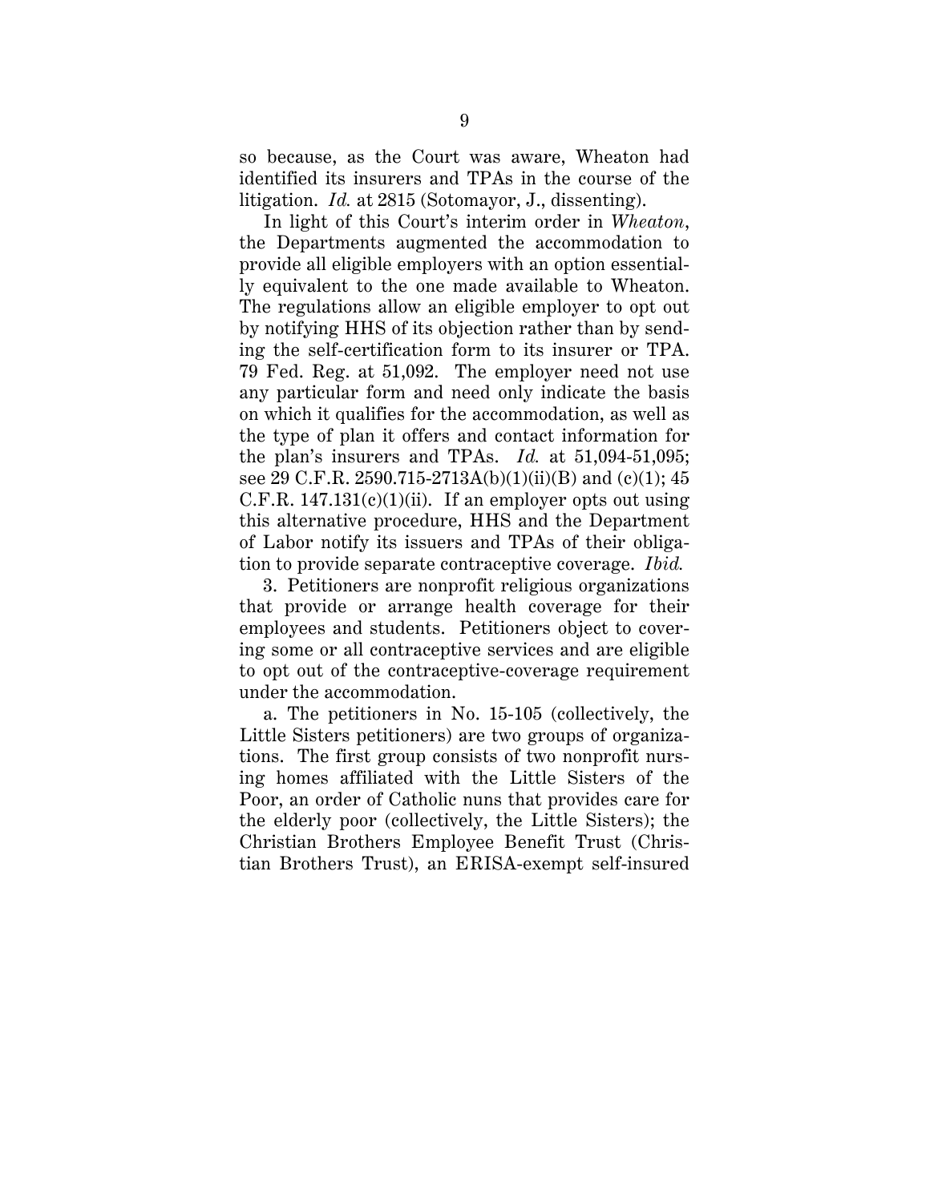so because, as the Court was aware, Wheaton had identified its insurers and TPAs in the course of the litigation. *Id.* at 2815 (Sotomayor, J., dissenting).

In light of this Court's interim order in *Wheaton*, the Departments augmented the accommodation to provide all eligible employers with an option essentially equivalent to the one made available to Wheaton. The regulations allow an eligible employer to opt out by notifying HHS of its objection rather than by sending the self-certification form to its insurer or TPA. 79 Fed. Reg. at 51,092. The employer need not use any particular form and need only indicate the basis on which it qualifies for the accommodation, as well as the type of plan it offers and contact information for the plan's insurers and TPAs. *Id.* at 51,094-51,095; see 29 C.F.R. 2590.715-2713A(b)(1)(ii)(B) and (c)(1); 45 C.F.R. 147.131(c)(1)(ii). If an employer opts out using this alternative procedure, HHS and the Department of Labor notify its issuers and TPAs of their obligation to provide separate contraceptive coverage. *Ibid.*

3. Petitioners are nonprofit religious organizations that provide or arrange health coverage for their employees and students. Petitioners object to covering some or all contraceptive services and are eligible to opt out of the contraceptive-coverage requirement under the accommodation.

a. The petitioners in No. 15-105 (collectively, the Little Sisters petitioners) are two groups of organizations. The first group consists of two nonprofit nursing homes affiliated with the Little Sisters of the Poor, an order of Catholic nuns that provides care for the elderly poor (collectively, the Little Sisters); the Christian Brothers Employee Benefit Trust (Christian Brothers Trust), an ERISA-exempt self-insured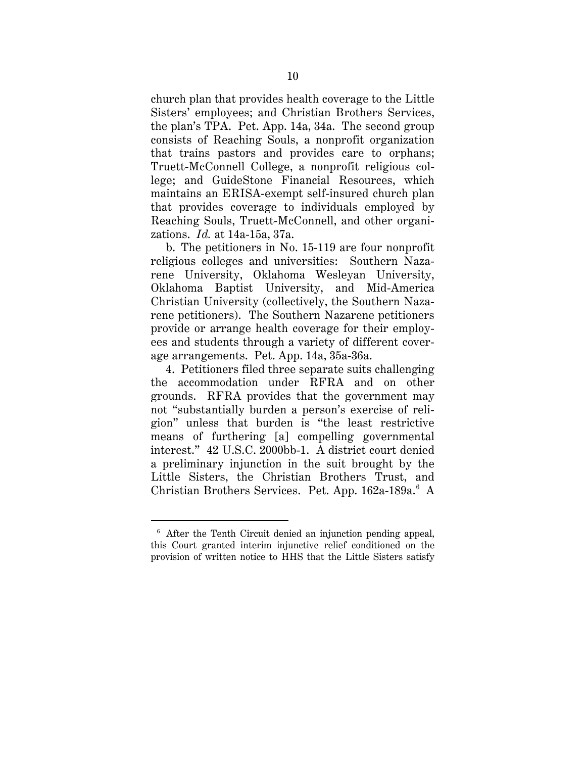church plan that provides health coverage to the Little Sisters' employees; and Christian Brothers Services, the plan's TPA. Pet. App. 14a, 34a. The second group consists of Reaching Souls, a nonprofit organization that trains pastors and provides care to orphans; Truett-McConnell College, a nonprofit religious college; and GuideStone Financial Resources, which maintains an ERISA-exempt self-insured church plan that provides coverage to individuals employed by Reaching Souls, Truett-McConnell, and other organizations. *Id.* at 14a-15a, 37a.

b. The petitioners in No. 15-119 are four nonprofit religious colleges and universities: Southern Nazarene University, Oklahoma Wesleyan University, Oklahoma Baptist University, and Mid-America Christian University (collectively, the Southern Nazarene petitioners). The Southern Nazarene petitioners provide or arrange health coverage for their employees and students through a variety of different coverage arrangements. Pet. App. 14a, 35a-36a.

4. Petitioners filed three separate suits challenging the accommodation under RFRA and on other grounds. RFRA provides that the government may not "substantially burden a person's exercise of religion" unless that burden is "the least restrictive means of furthering [a] compelling governmental interest." 42 U.S.C. 2000bb-1. A district court denied a preliminary injunction in the suit brought by the Little Sisters, the Christian Brothers Trust, and Christian Brothers Services. Pet. App. 162a-189a.[6] A

---

[6] After the Tenth Circuit denied an injunction pending appeal, this Court granted interim injunctive relief conditioned on the provision of written notice to HHS that the Little Sisters satisfy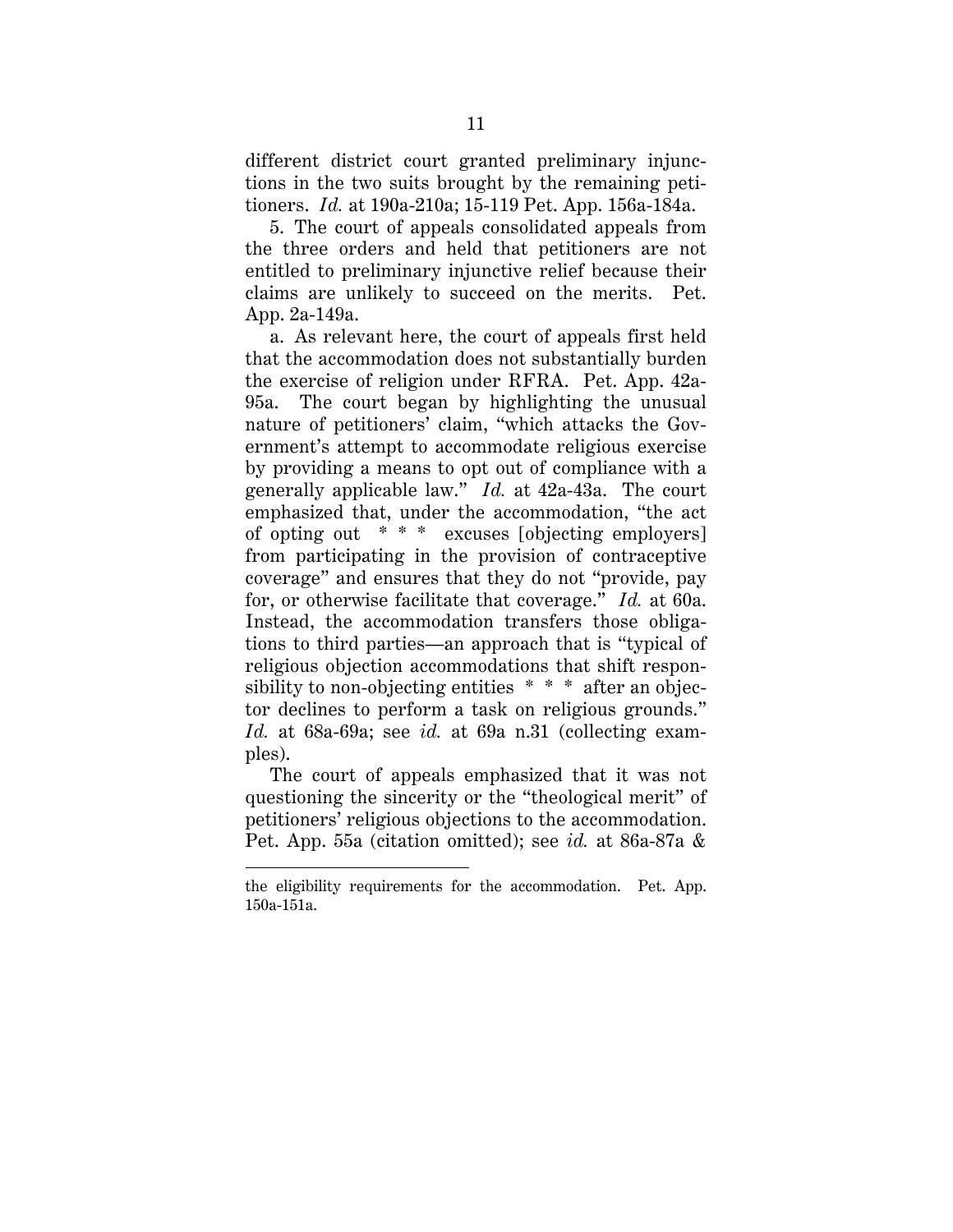different district court granted preliminary injunctions in the two suits brought by the remaining petitioners. *Id.* at 190a-210a; 15-119 Pet. App. 156a-184a.

5. The court of appeals consolidated appeals from the three orders and held that petitioners are not entitled to preliminary injunctive relief because their claims are unlikely to succeed on the merits. Pet. App. 2a-149a.

a. As relevant here, the court of appeals first held that the accommodation does not substantially burden the exercise of religion under RFRA. Pet. App. 42a-95a. The court began by highlighting the unusual nature of petitioners' claim, "which attacks the Government's attempt to accommodate religious exercise by providing a means to opt out of compliance with a generally applicable law." *Id.* at 42a-43a. The court emphasized that, under the accommodation, "the act of opting out * * * excuses [objecting employers] from participating in the provision of contraceptive coverage" and ensures that they do not "provide, pay for, or otherwise facilitate that coverage." *Id.* at 60a. Instead, the accommodation transfers those obligations to third parties—an approach that is "typical of religious objection accommodations that shift responsibility to non-objecting entities * * * after an objector declines to perform a task on religious grounds." *Id.* at 68a-69a; see *id.* at 69a n.31 (collecting examples).

The court of appeals emphasized that it was not questioning the sincerity or the "theological merit" of petitioners' religious objections to the accommodation. Pet. App. 55a (citation omitted); see *id.* at 86a-87a &

---

the eligibility requirements for the accommodation. Pet. App. 150a-151a.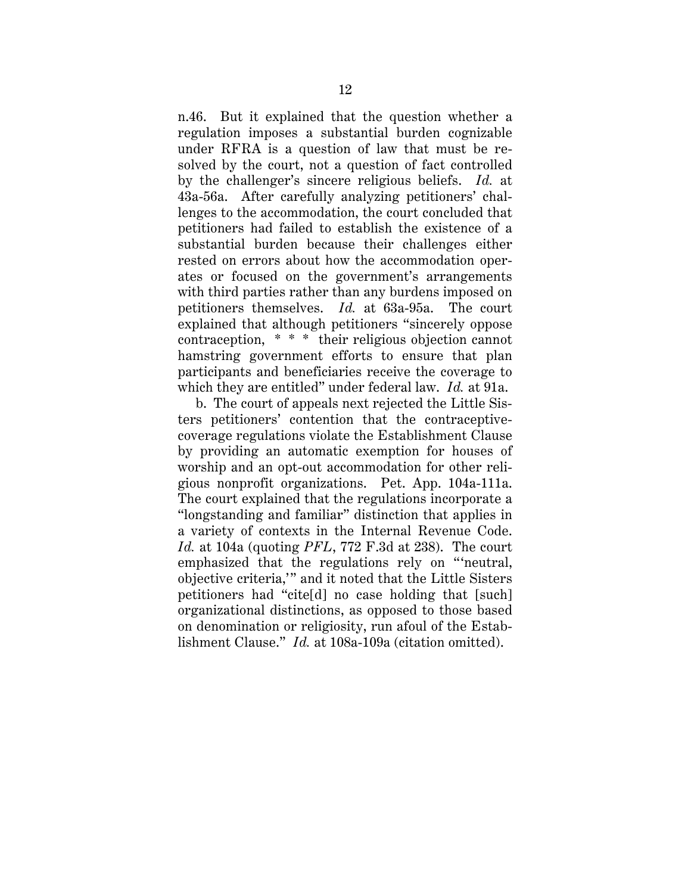n.46. But it explained that the question whether a regulation imposes a substantial burden cognizable under RFRA is a question of law that must be resolved by the court, not a question of fact controlled by the challenger's sincere religious beliefs. *Id.* at 43a-56a. After carefully analyzing petitioners' challenges to the accommodation, the court concluded that petitioners had failed to establish the existence of a substantial burden because their challenges either rested on errors about how the accommodation operates or focused on the government's arrangements with third parties rather than any burdens imposed on petitioners themselves. *Id.* at 63a-95a. The court explained that although petitioners "sincerely oppose contraception, * * * their religious objection cannot hamstring government efforts to ensure that plan participants and beneficiaries receive the coverage to which they are entitled" under federal law. *Id.* at 91a.

b. The court of appeals next rejected the Little Sisters petitioners' contention that the contraceptive-coverage regulations violate the Establishment Clause by providing an automatic exemption for houses of worship and an opt-out accommodation for other religious nonprofit organizations. Pet. App. 104a-111a. The court explained that the regulations incorporate a "longstanding and familiar" distinction that applies in a variety of contexts in the Internal Revenue Code. *Id.* at 104a (quoting *PFL*, 772 F.3d at 238). The court emphasized that the regulations rely on "'neutral, objective criteria,'" and it noted that the Little Sisters petitioners had "cite[d] no case holding that [such] organizational distinctions, as opposed to those based on denomination or religiosity, run afoul of the Establishment Clause." *Id.* at 108a-109a (citation omitted).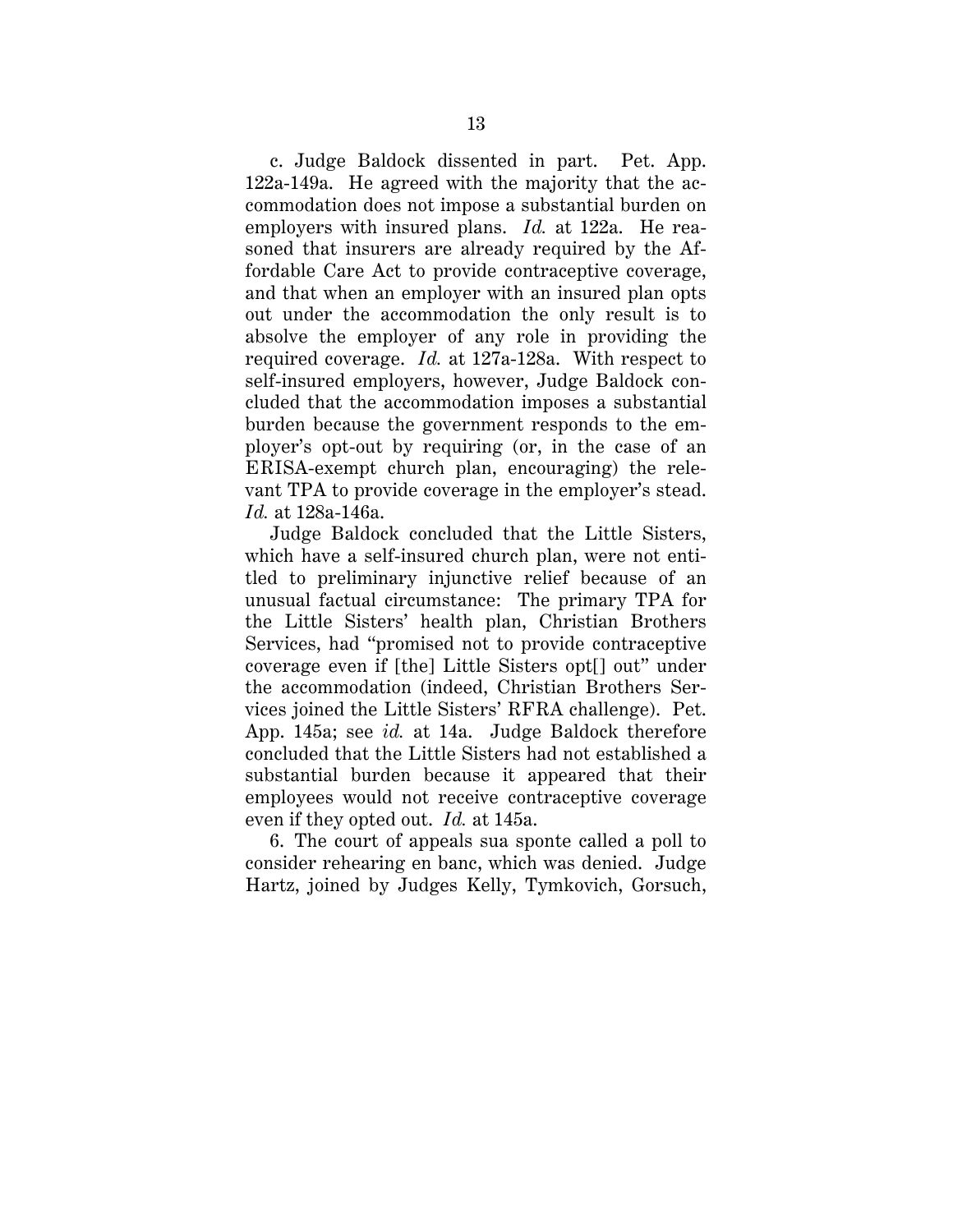c. Judge Baldock dissented in part. Pet. App. 122a-149a. He agreed with the majority that the accommodation does not impose a substantial burden on employers with insured plans. *Id.* at 122a. He reasoned that insurers are already required by the Affordable Care Act to provide contraceptive coverage, and that when an employer with an insured plan opts out under the accommodation the only result is to absolve the employer of any role in providing the required coverage. *Id.* at 127a-128a. With respect to self-insured employers, however, Judge Baldock concluded that the accommodation imposes a substantial burden because the government responds to the employer's opt-out by requiring (or, in the case of an ERISA-exempt church plan, encouraging) the relevant TPA to provide coverage in the employer's stead. *Id.* at 128a-146a.

Judge Baldock concluded that the Little Sisters, which have a self-insured church plan, were not entitled to preliminary injunctive relief because of an unusual factual circumstance: The primary TPA for the Little Sisters' health plan, Christian Brothers Services, had "promised not to provide contraceptive coverage even if [the] Little Sisters opt[] out" under the accommodation (indeed, Christian Brothers Services joined the Little Sisters' RFRA challenge). Pet. App. 145a; see *id.* at 14a. Judge Baldock therefore concluded that the Little Sisters had not established a substantial burden because it appeared that their employees would not receive contraceptive coverage even if they opted out. *Id.* at 145a.

6. The court of appeals sua sponte called a poll to consider rehearing en banc, which was denied. Judge Hartz, joined by Judges Kelly, Tymkovich, Gorsuch,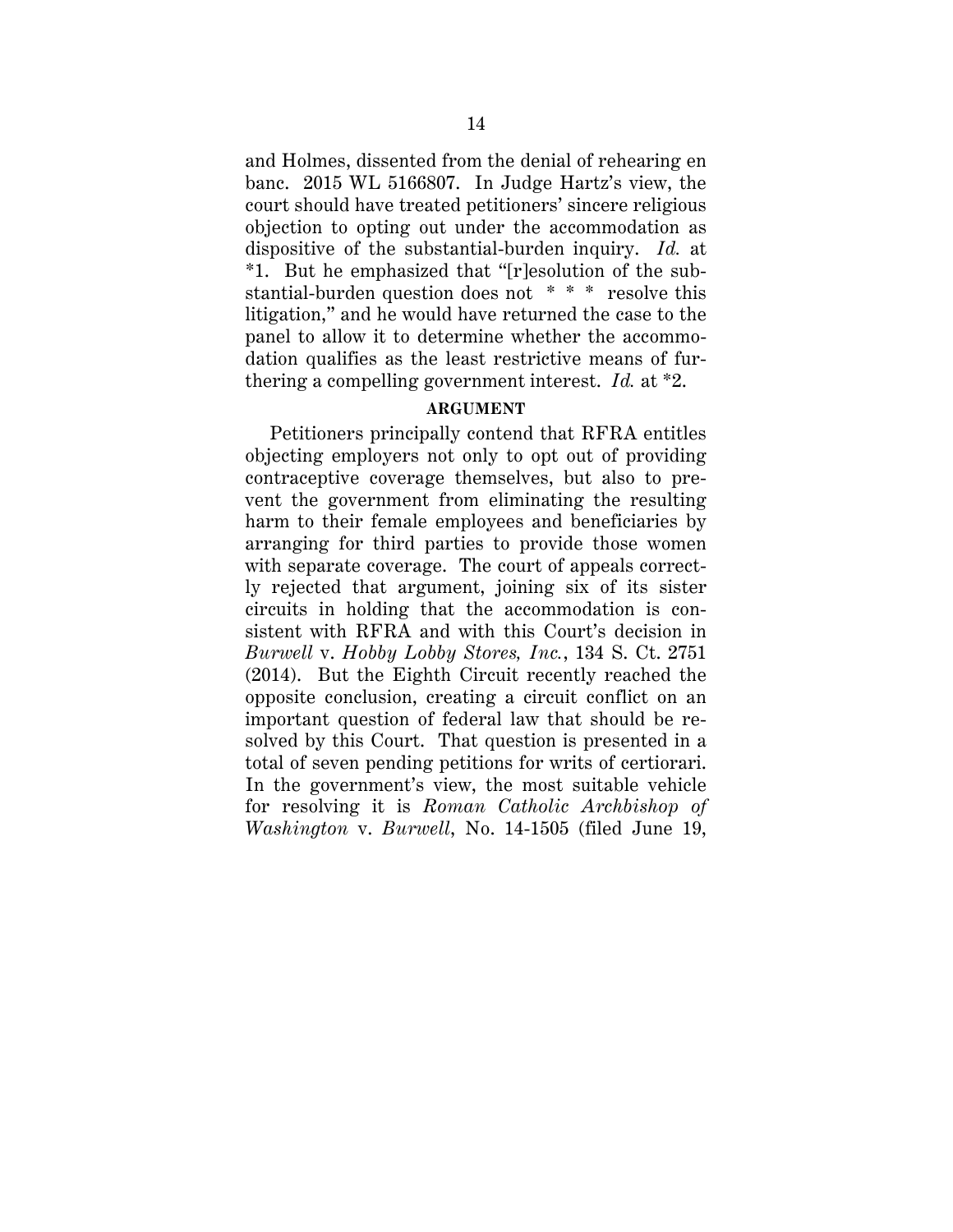and Holmes, dissented from the denial of rehearing en banc. 2015 WL 5166807. In Judge Hartz's view, the court should have treated petitioners' sincere religious objection to opting out under the accommodation as dispositive of the substantial-burden inquiry. *Id.* at *1. But he emphasized that "[r]esolution of the substantial-burden question does not * * * resolve this litigation," and he would have returned the case to the panel to allow it to determine whether the accommodation qualifies as the least restrictive means of furthering a compelling government interest. *Id.* at *2.

## ARGUMENT

Petitioners principally contend that RFRA entitles objecting employers not only to opt out of providing contraceptive coverage themselves, but also to prevent the government from eliminating the resulting harm to their female employees and beneficiaries by arranging for third parties to provide those women with separate coverage. The court of appeals correctly rejected that argument, joining six of its sister circuits in holding that the accommodation is consistent with RFRA and with this Court's decision in *Burwell* v. *Hobby Lobby Stores, Inc.*, 134 S. Ct. 2751 (2014). But the Eighth Circuit recently reached the opposite conclusion, creating a circuit conflict on an important question of federal law that should be resolved by this Court. That question is presented in a total of seven pending petitions for writs of certiorari. In the government's view, the most suitable vehicle for resolving it is *Roman Catholic Archbishop of Washington* v. *Burwell*, No. 14-1505 (filed June 19,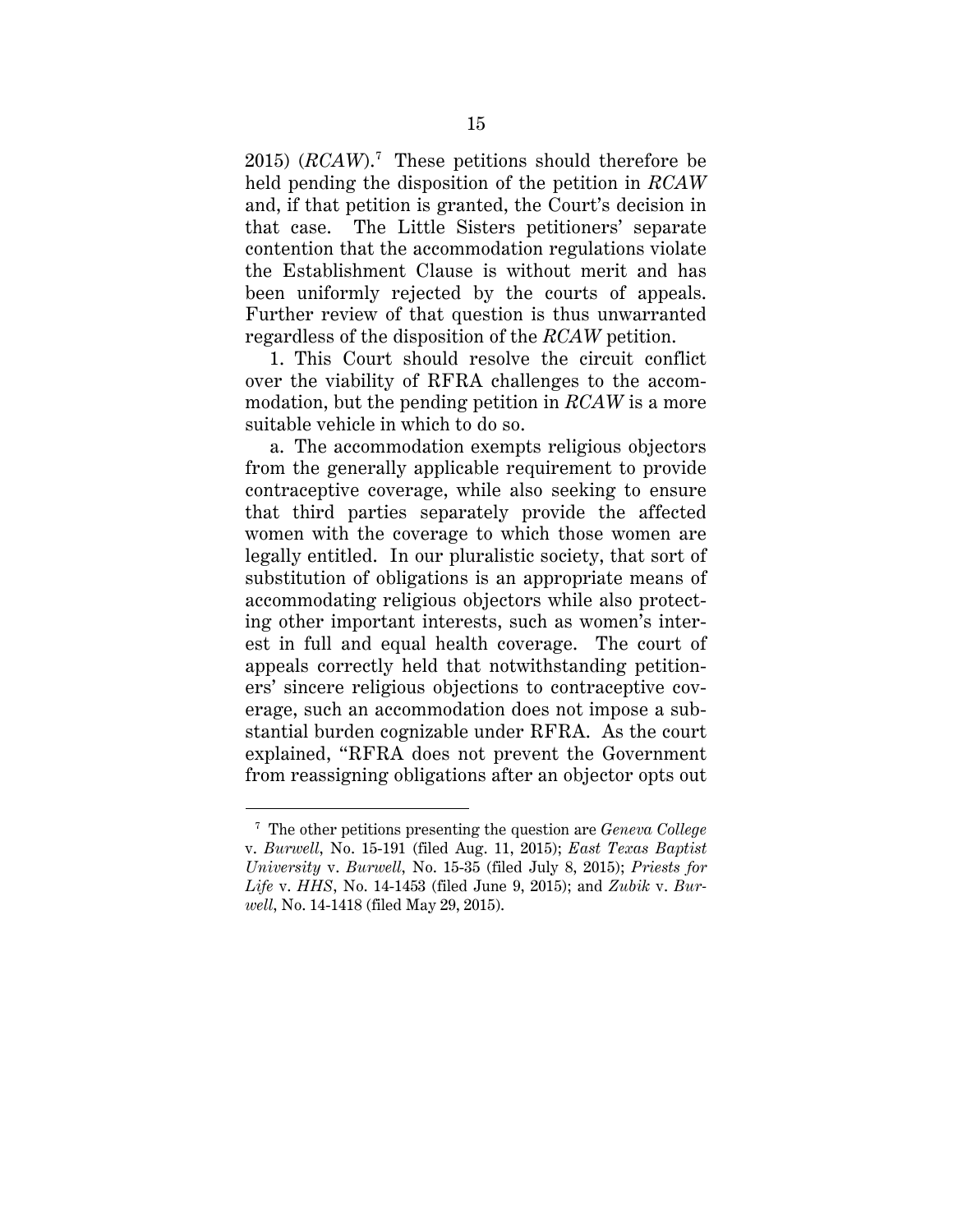2015) (*RCAW*).[7] These petitions should therefore be held pending the disposition of the petition in *RCAW* and, if that petition is granted, the Court's decision in that case. The Little Sisters petitioners' separate contention that the accommodation regulations violate the Establishment Clause is without merit and has been uniformly rejected by the courts of appeals. Further review of that question is thus unwarranted regardless of the disposition of the *RCAW* petition.

1. This Court should resolve the circuit conflict over the viability of RFRA challenges to the accommodation, but the pending petition in *RCAW* is a more suitable vehicle in which to do so.

a. The accommodation exempts religious objectors from the generally applicable requirement to provide contraceptive coverage, while also seeking to ensure that third parties separately provide the affected women with the coverage to which those women are legally entitled. In our pluralistic society, that sort of substitution of obligations is an appropriate means of accommodating religious objectors while also protecting other important interests, such as women's interest in full and equal health coverage. The court of appeals correctly held that notwithstanding petitioners' sincere religious objections to contraceptive coverage, such an accommodation does not impose a substantial burden cognizable under RFRA. As the court explained, "RFRA does not prevent the Government from reassigning obligations after an objector opts out

---

[7] The other petitions presenting the question are *Geneva College* v. *Burwell*, No. 15-191 (filed Aug. 11, 2015); *East Texas Baptist University* v. *Burwell*, No. 15-35 (filed July 8, 2015); *Priests for Life* v. *HHS*, No. 14-1453 (filed June 9, 2015); and *Zubik* v. *Burwell*, No. 14-1418 (filed May 29, 2015).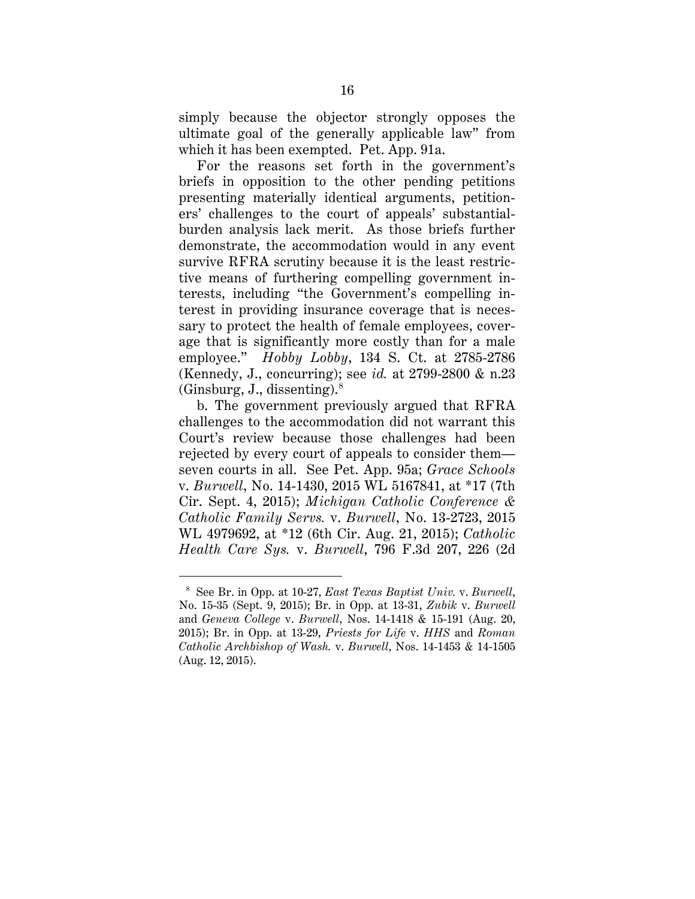simply because the objector strongly opposes the ultimate goal of the generally applicable law" from which it has been exempted. Pet. App. 91a.

For the reasons set forth in the government's briefs in opposition to the other pending petitions presenting materially identical arguments, petitioners' challenges to the court of appeals' substantial-burden analysis lack merit. As those briefs further demonstrate, the accommodation would in any event survive RFRA scrutiny because it is the least restrictive means of furthering compelling government interests, including "the Government's compelling interest in providing insurance coverage that is necessary to protect the health of female employees, coverage that is significantly more costly than for a male employee." *Hobby Lobby*, 134 S. Ct. at 2785-2786 (Kennedy, J., concurring); see *id.* at 2799-2800 & n.23 (Ginsburg, J., dissenting).[8]

b. The government previously argued that RFRA challenges to the accommodation did not warrant this Court's review because those challenges had been rejected by every court of appeals to consider them—seven courts in all. See Pet. App. 95a; *Grace Schools* v. *Burwell*, No. 14-1430, 2015 WL 5167841, at *17 (7th Cir. Sept. 4, 2015); *Michigan Catholic Conference & Catholic Family Servs.* v. *Burwell*, No. 13-2723, 2015 WL 4979692, at *12 (6th Cir. Aug. 21, 2015); *Catholic Health Care Sys.* v. *Burwell*, 796 F.3d 207, 226 (2d

---

[8] See Br. in Opp. at 10-27, *East Texas Baptist Univ.* v. *Burwell*, No. 15-35 (Sept. 9, 2015); Br. in Opp. at 13-31, *Zubik* v. *Burwell* and *Geneva College* v. *Burwell*, Nos. 14-1418 & 15-191 (Aug. 20, 2015); Br. in Opp. at 13-29, *Priests for Life* v. *HHS* and *Roman Catholic Archbishop of Wash.* v. *Burwell*, Nos. 14-1453 & 14-1505 (Aug. 12, 2015).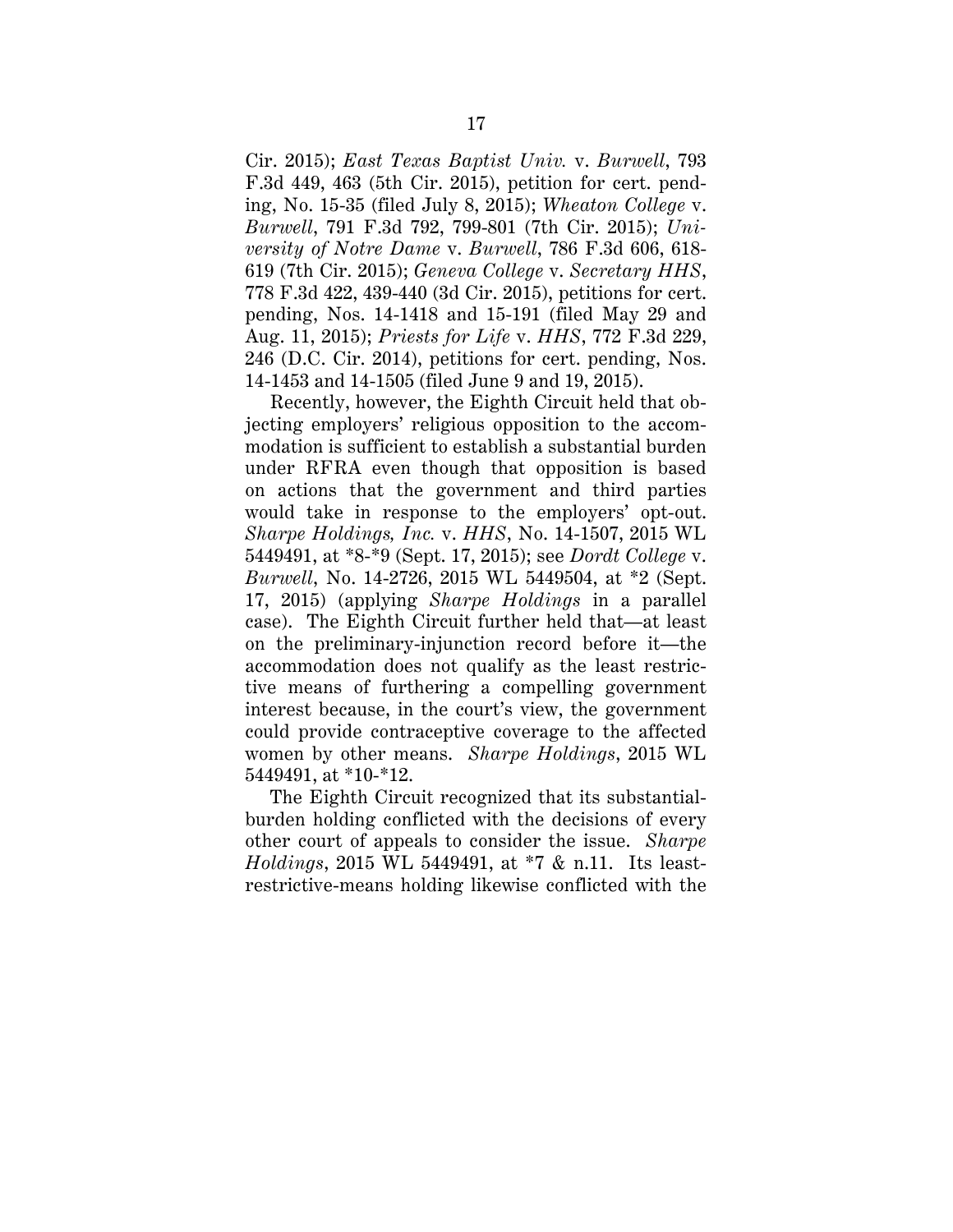Cir. 2015); *East Texas Baptist Univ.* v. *Burwell*, 793 F.3d 449, 463 (5th Cir. 2015), petition for cert. pending, No. 15-35 (filed July 8, 2015); *Wheaton College* v. *Burwell*, 791 F.3d 792, 799-801 (7th Cir. 2015); *University of Notre Dame* v. *Burwell*, 786 F.3d 606, 618-619 (7th Cir. 2015); *Geneva College* v. *Secretary HHS*, 778 F.3d 422, 439-440 (3d Cir. 2015), petitions for cert. pending, Nos. 14-1418 and 15-191 (filed May 29 and Aug. 11, 2015); *Priests for Life* v. *HHS*, 772 F.3d 229, 246 (D.C. Cir. 2014), petitions for cert. pending, Nos. 14-1453 and 14-1505 (filed June 9 and 19, 2015).

Recently, however, the Eighth Circuit held that objecting employers' religious opposition to the accommodation is sufficient to establish a substantial burden under RFRA even though that opposition is based on actions that the government and third parties would take in response to the employers' opt-out. *Sharpe Holdings, Inc.* v. *HHS*, No. 14-1507, 2015 WL 5449491, at *8-*9 (Sept. 17, 2015); see *Dordt College* v. *Burwell*, No. 14-2726, 2015 WL 5449504, at *2 (Sept. 17, 2015) (applying *Sharpe Holdings* in a parallel case). The Eighth Circuit further held that—at least on the preliminary-injunction record before it—the accommodation does not qualify as the least restrictive means of furthering a compelling government interest because, in the court's view, the government could provide contraceptive coverage to the affected women by other means. *Sharpe Holdings*, 2015 WL 5449491, at *10-*12.

The Eighth Circuit recognized that its substantial-burden holding conflicted with the decisions of every other court of appeals to consider the issue. *Sharpe Holdings*, 2015 WL 5449491, at *7 & n.11. Its least-restrictive-means holding likewise conflicted with the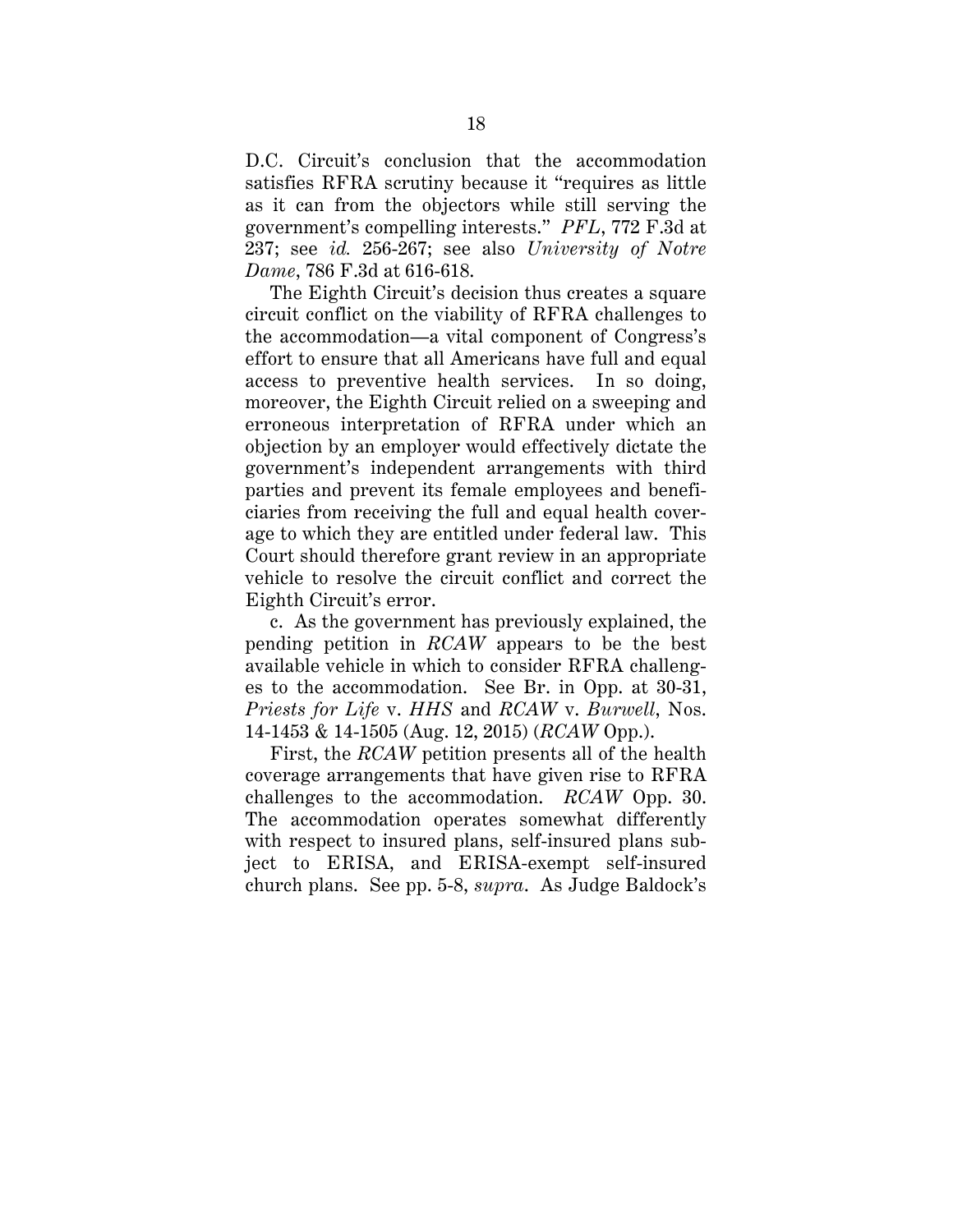D.C. Circuit's conclusion that the accommodation satisfies RFRA scrutiny because it "requires as little as it can from the objectors while still serving the government's compelling interests." *PFL*, 772 F.3d at 237; see *id.* 256-267; see also *University of Notre Dame*, 786 F.3d at 616-618.

The Eighth Circuit's decision thus creates a square circuit conflict on the viability of RFRA challenges to the accommodation—a vital component of Congress's effort to ensure that all Americans have full and equal access to preventive health services. In so doing, moreover, the Eighth Circuit relied on a sweeping and erroneous interpretation of RFRA under which an objection by an employer would effectively dictate the government's independent arrangements with third parties and prevent its female employees and beneficiaries from receiving the full and equal health coverage to which they are entitled under federal law. This Court should therefore grant review in an appropriate vehicle to resolve the circuit conflict and correct the Eighth Circuit's error.

c. As the government has previously explained, the pending petition in *RCAW* appears to be the best available vehicle in which to consider RFRA challenges to the accommodation. See Br. in Opp. at 30-31, *Priests for Life* v. *HHS* and *RCAW* v. *Burwell*, Nos. 14-1453 & 14-1505 (Aug. 12, 2015) (*RCAW* Opp.).

First, the *RCAW* petition presents all of the health coverage arrangements that have given rise to RFRA challenges to the accommodation. *RCAW* Opp. 30. The accommodation operates somewhat differently with respect to insured plans, self-insured plans subject to ERISA, and ERISA-exempt self-insured church plans. See pp. 5-8, *supra*. As Judge Baldock's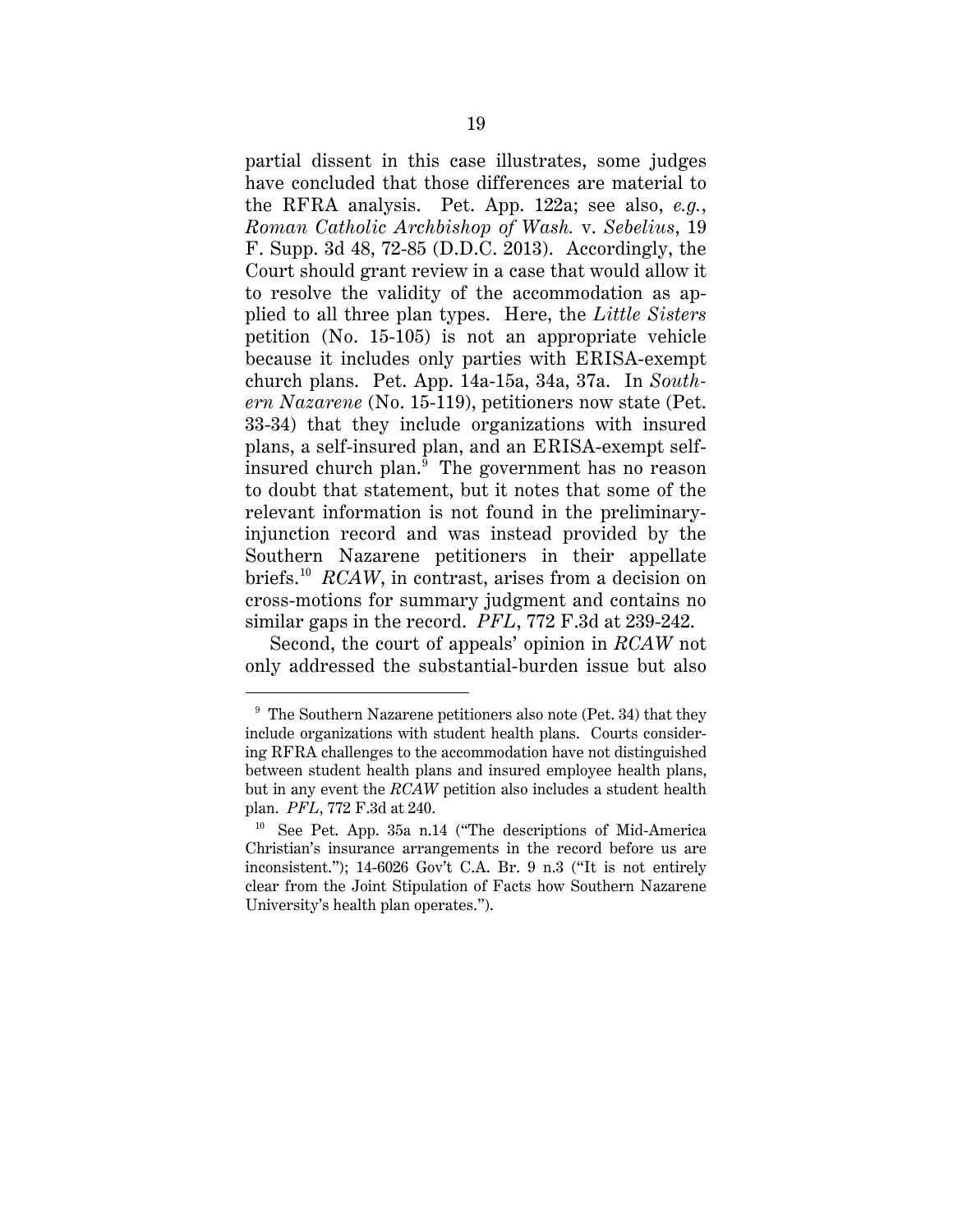partial dissent in this case illustrates, some judges have concluded that those differences are material to the RFRA analysis. Pet. App. 122a; see also, *e.g.*, *Roman Catholic Archbishop of Wash.* v. *Sebelius*, 19 F. Supp. 3d 48, 72-85 (D.D.C. 2013). Accordingly, the Court should grant review in a case that would allow it to resolve the validity of the accommodation as applied to all three plan types. Here, the *Little Sisters* petition (No. 15-105) is not an appropriate vehicle because it includes only parties with ERISA-exempt church plans. Pet. App. 14a-15a, 34a, 37a. In *Southern Nazarene* (No. 15-119), petitioners now state (Pet. 33-34) that they include organizations with insured plans, a self-insured plan, and an ERISA-exempt self-insured church plan.[9] The government has no reason to doubt that statement, but it notes that some of the relevant information is not found in the preliminary-injunction record and was instead provided by the Southern Nazarene petitioners in their appellate briefs.[10] *RCAW*, in contrast, arises from a decision on cross-motions for summary judgment and contains no similar gaps in the record. *PFL*, 772 F.3d at 239-242.

Second, the court of appeals' opinion in *RCAW* not only addressed the substantial-burden issue but also

---

[9] The Southern Nazarene petitioners also note (Pet. 34) that they include organizations with student health plans. Courts considering RFRA challenges to the accommodation have not distinguished between student health plans and insured employee health plans, but in any event the *RCAW* petition also includes a student health plan. *PFL*, 772 F.3d at 240.

[10] See Pet. App. 35a n.14 ("The descriptions of Mid-America Christian's insurance arrangements in the record before us are inconsistent."); 14-6026 Gov't C.A. Br. 9 n.3 ("It is not entirely clear from the Joint Stipulation of Facts how Southern Nazarene University's health plan operates.").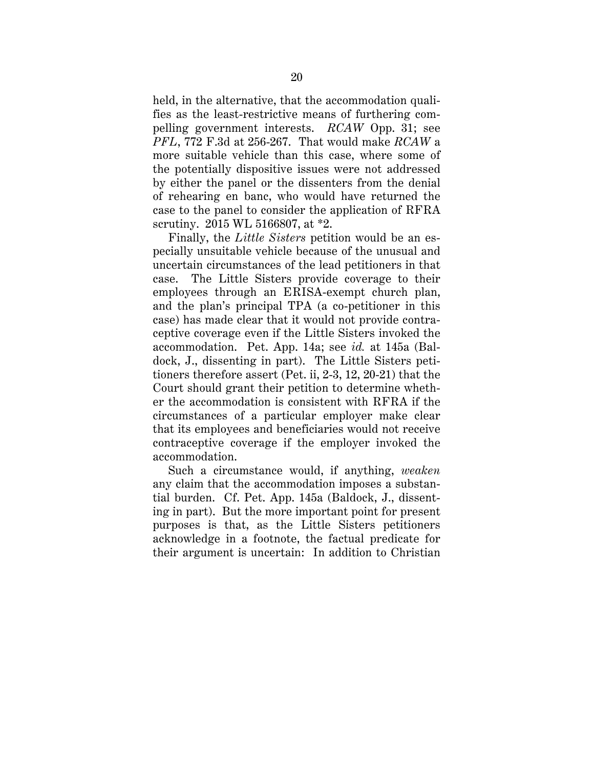held, in the alternative, that the accommodation qualifies as the least-restrictive means of furthering compelling government interests. *RCAW* Opp. 31; see *PFL*, 772 F.3d at 256-267. That would make *RCAW* a more suitable vehicle than this case, where some of the potentially dispositive issues were not addressed by either the panel or the dissenters from the denial of rehearing en banc, who would have returned the case to the panel to consider the application of RFRA scrutiny. 2015 WL 5166807, at *2.

Finally, the *Little Sisters* petition would be an especially unsuitable vehicle because of the unusual and uncertain circumstances of the lead petitioners in that case. The Little Sisters provide coverage to their employees through an ERISA-exempt church plan, and the plan's principal TPA (a co-petitioner in this case) has made clear that it would not provide contraceptive coverage even if the Little Sisters invoked the accommodation. Pet. App. 14a; see *id.* at 145a (Baldock, J., dissenting in part). The Little Sisters petitioners therefore assert (Pet. ii, 2-3, 12, 20-21) that the Court should grant their petition to determine whether the accommodation is consistent with RFRA if the circumstances of a particular employer make clear that its employees and beneficiaries would not receive contraceptive coverage if the employer invoked the accommodation.

Such a circumstance would, if anything, *weaken* any claim that the accommodation imposes a substantial burden. Cf. Pet. App. 145a (Baldock, J., dissenting in part). But the more important point for present purposes is that, as the Little Sisters petitioners acknowledge in a footnote, the factual predicate for their argument is uncertain: In addition to Christian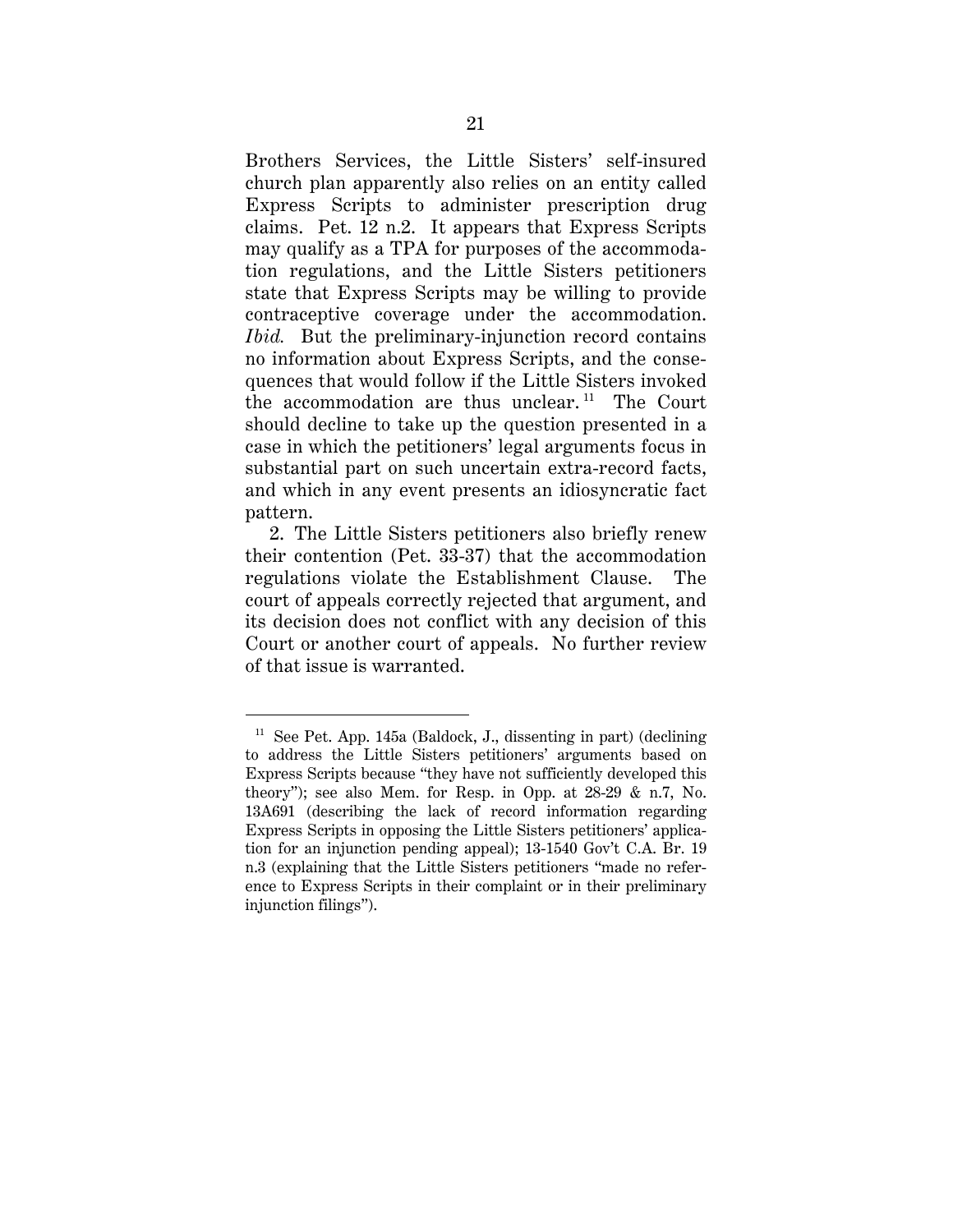Brothers Services, the Little Sisters' self-insured church plan apparently also relies on an entity called Express Scripts to administer prescription drug claims. Pet. 12 n.2. It appears that Express Scripts may qualify as a TPA for purposes of the accommodation regulations, and the Little Sisters petitioners state that Express Scripts may be willing to provide contraceptive coverage under the accommodation. *Ibid.* But the preliminary-injunction record contains no information about Express Scripts, and the consequences that would follow if the Little Sisters invoked the accommodation are thus unclear.[11] The Court should decline to take up the question presented in a case in which the petitioners' legal arguments focus in substantial part on such uncertain extra-record facts, and which in any event presents an idiosyncratic fact pattern.

2. The Little Sisters petitioners also briefly renew their contention (Pet. 33-37) that the accommodation regulations violate the Establishment Clause. The court of appeals correctly rejected that argument, and its decision does not conflict with any decision of this Court or another court of appeals. No further review of that issue is warranted.

---

[11] See Pet. App. 145a (Baldock, J., dissenting in part) (declining to address the Little Sisters petitioners' arguments based on Express Scripts because "they have not sufficiently developed this theory"); see also Mem. for Resp. in Opp. at 28-29 & n.7, No. 13A691 (describing the lack of record information regarding Express Scripts in opposing the Little Sisters petitioners' application for an injunction pending appeal); 13-1540 Gov't C.A. Br. 19 n.3 (explaining that the Little Sisters petitioners "made no reference to Express Scripts in their complaint or in their preliminary injunction filings").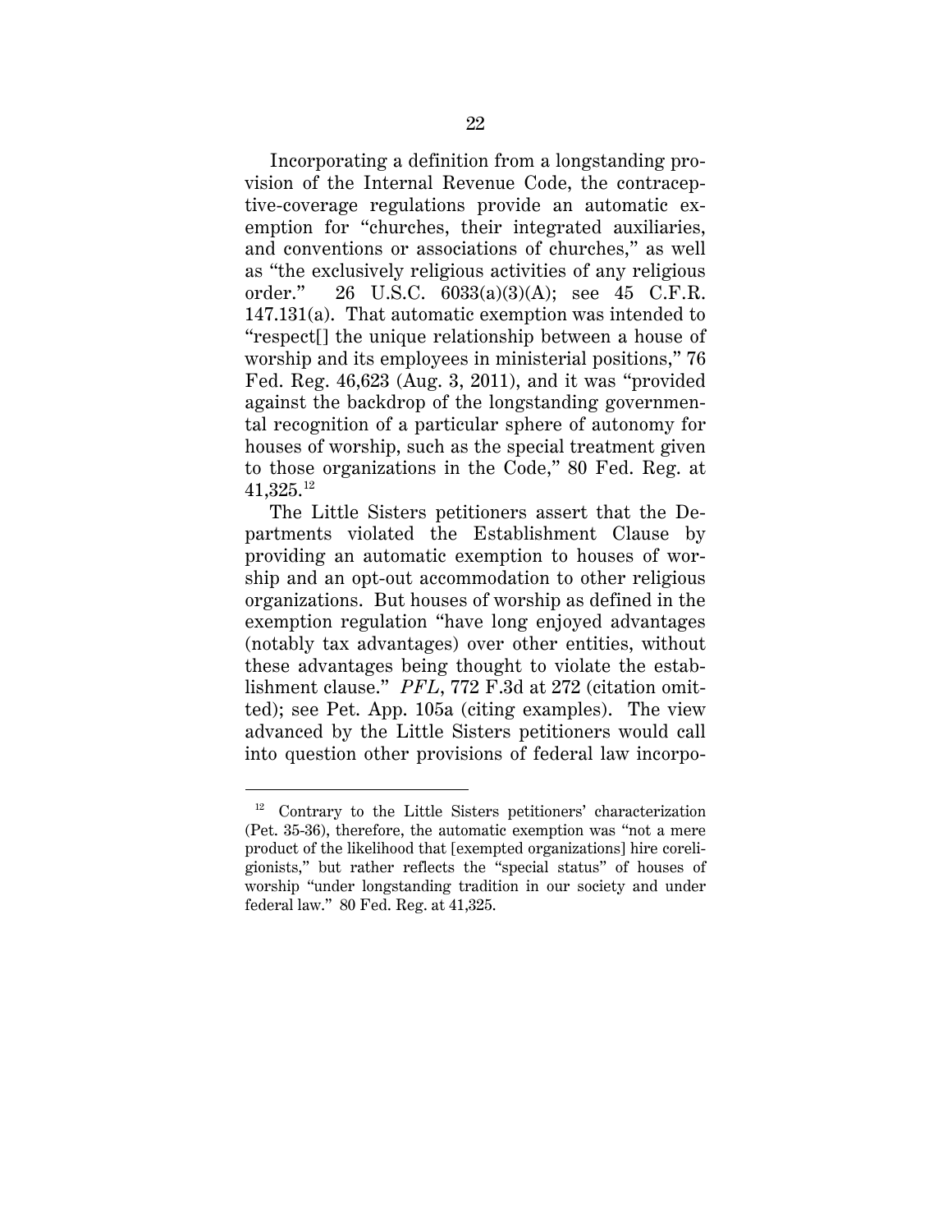Incorporating a definition from a longstanding provision of the Internal Revenue Code, the contraceptive-coverage regulations provide an automatic exemption for "churches, their integrated auxiliaries, and conventions or associations of churches," as well as "the exclusively religious activities of any religious order." 26 U.S.C. 6033(a)(3)(A); see 45 C.F.R. 147.131(a). That automatic exemption was intended to "respect[] the unique relationship between a house of worship and its employees in ministerial positions," 76 Fed. Reg. 46,623 (Aug. 3, 2011), and it was "provided against the backdrop of the longstanding governmental recognition of a particular sphere of autonomy for houses of worship, such as the special treatment given to those organizations in the Code," 80 Fed. Reg. at 41,325.[12]

The Little Sisters petitioners assert that the Departments violated the Establishment Clause by providing an automatic exemption to houses of worship and an opt-out accommodation to other religious organizations. But houses of worship as defined in the exemption regulation "have long enjoyed advantages (notably tax advantages) over other entities, without these advantages being thought to violate the establishment clause." *PFL*, 772 F.3d at 272 (citation omitted); see Pet. App. 105a (citing examples). The view advanced by the Little Sisters petitioners would call into question other provisions of federal law incorpo-

---

[12] Contrary to the Little Sisters petitioners' characterization (Pet. 35-36), therefore, the automatic exemption was "not a mere product of the likelihood that [exempted organizations] hire coreligionists," but rather reflects the "special status" of houses of worship "under longstanding tradition in our society and under federal law." 80 Fed. Reg. at 41,325.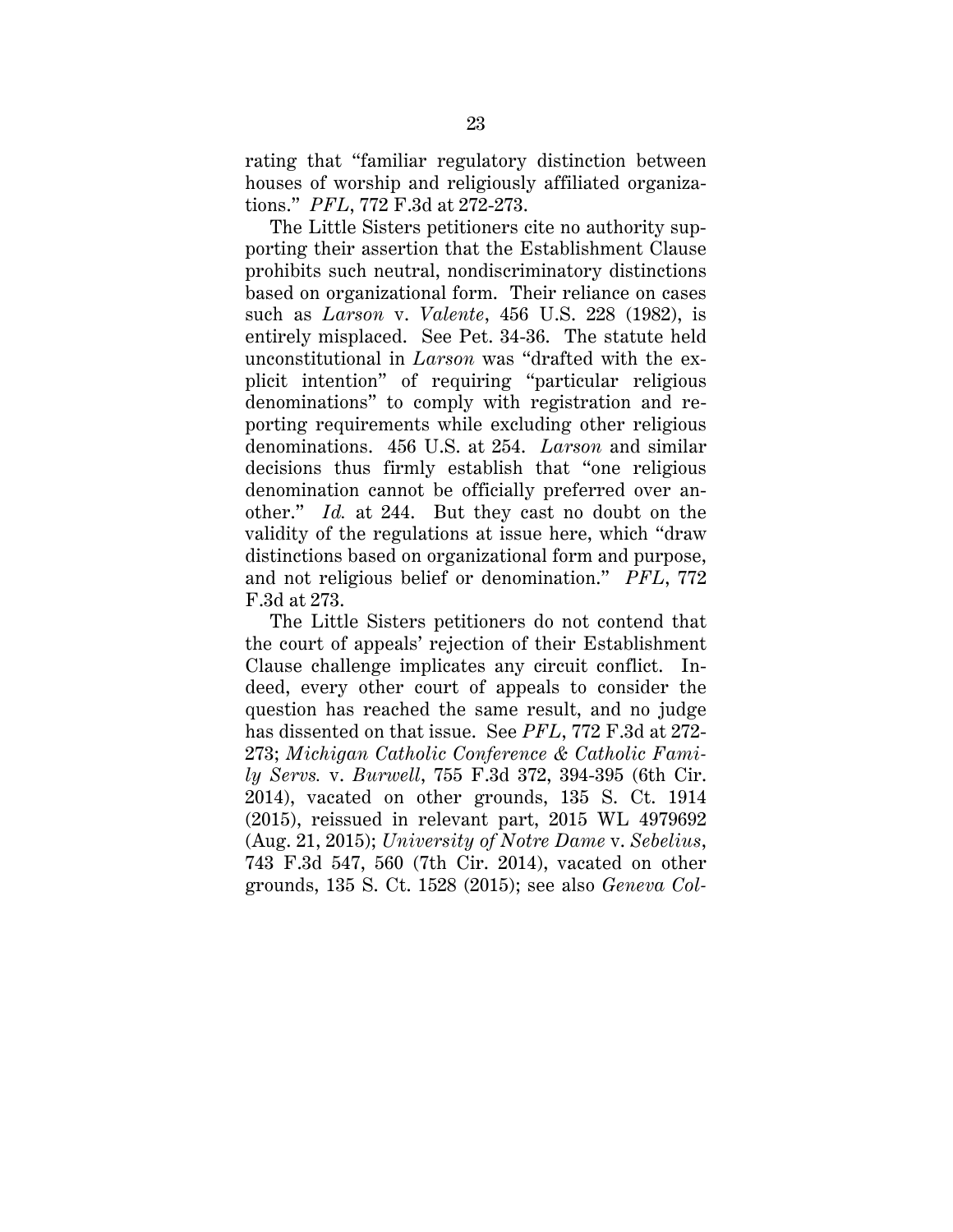rating that "familiar regulatory distinction between houses of worship and religiously affiliated organizations." *PFL*, 772 F.3d at 272-273.

The Little Sisters petitioners cite no authority supporting their assertion that the Establishment Clause prohibits such neutral, nondiscriminatory distinctions based on organizational form. Their reliance on cases such as *Larson* v. *Valente*, 456 U.S. 228 (1982), is entirely misplaced. See Pet. 34-36. The statute held unconstitutional in *Larson* was "drafted with the explicit intention" of requiring "particular religious denominations" to comply with registration and reporting requirements while excluding other religious denominations. 456 U.S. at 254. *Larson* and similar decisions thus firmly establish that "one religious denomination cannot be officially preferred over another." *Id.* at 244. But they cast no doubt on the validity of the regulations at issue here, which "draw distinctions based on organizational form and purpose, and not religious belief or denomination." *PFL*, 772 F.3d at 273.

The Little Sisters petitioners do not contend that the court of appeals' rejection of their Establishment Clause challenge implicates any circuit conflict. Indeed, every other court of appeals to consider the question has reached the same result, and no judge has dissented on that issue. See *PFL*, 772 F.3d at 272-273; *Michigan Catholic Conference & Catholic Family Servs.* v. *Burwell*, 755 F.3d 372, 394-395 (6th Cir. 2014), vacated on other grounds, 135 S. Ct. 1914 (2015), reissued in relevant part, 2015 WL 4979692 (Aug. 21, 2015); *University of Notre Dame* v. *Sebelius*, 743 F.3d 547, 560 (7th Cir. 2014), vacated on other grounds, 135 S. Ct. 1528 (2015); see also *Geneva Col-*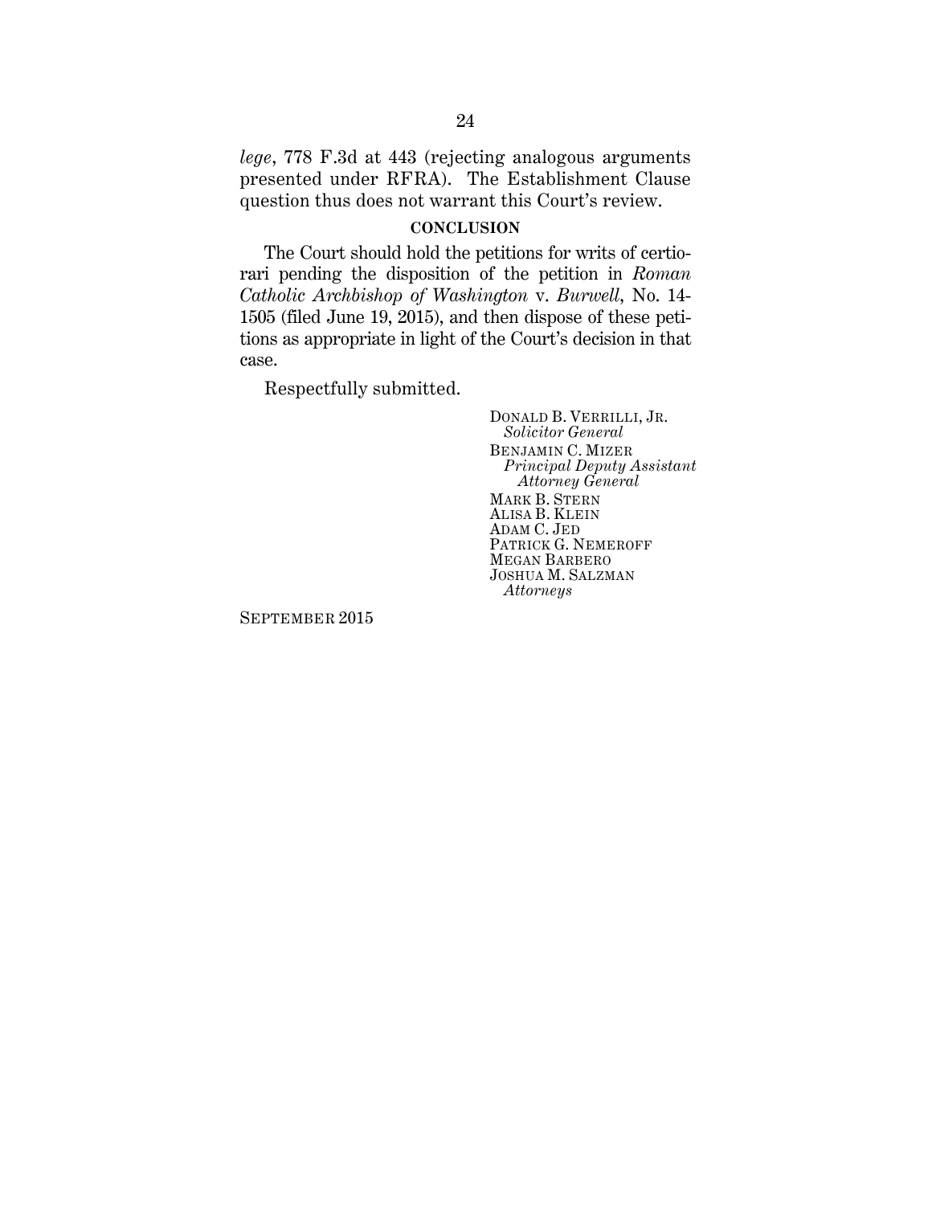*lege*, 778 F.3d at 443 (rejecting analogous arguments presented under RFRA). The Establishment Clause question thus does not warrant this Court's review.

## CONCLUSION

The Court should hold the petitions for writs of certiorari pending the disposition of the petition in *Roman Catholic Archbishop of Washington* v. *Burwell*, No. 14-1505 (filed June 19, 2015), and then dispose of these petitions as appropriate in light of the Court's decision in that case.

Respectfully submitted.

DONALD B. VERRILLI, JR.
*Solicitor General*
BENJAMIN C. MIZER
*Principal Deputy Assistant Attorney General*
MARK B. STERN
ALISA B. KLEIN
ADAM C. JED
PATRICK G. NEMEROFF
MEGAN BARBERO
JOSHUA M. SALZMAN
*Attorneys*

SEPTEMBER 2015